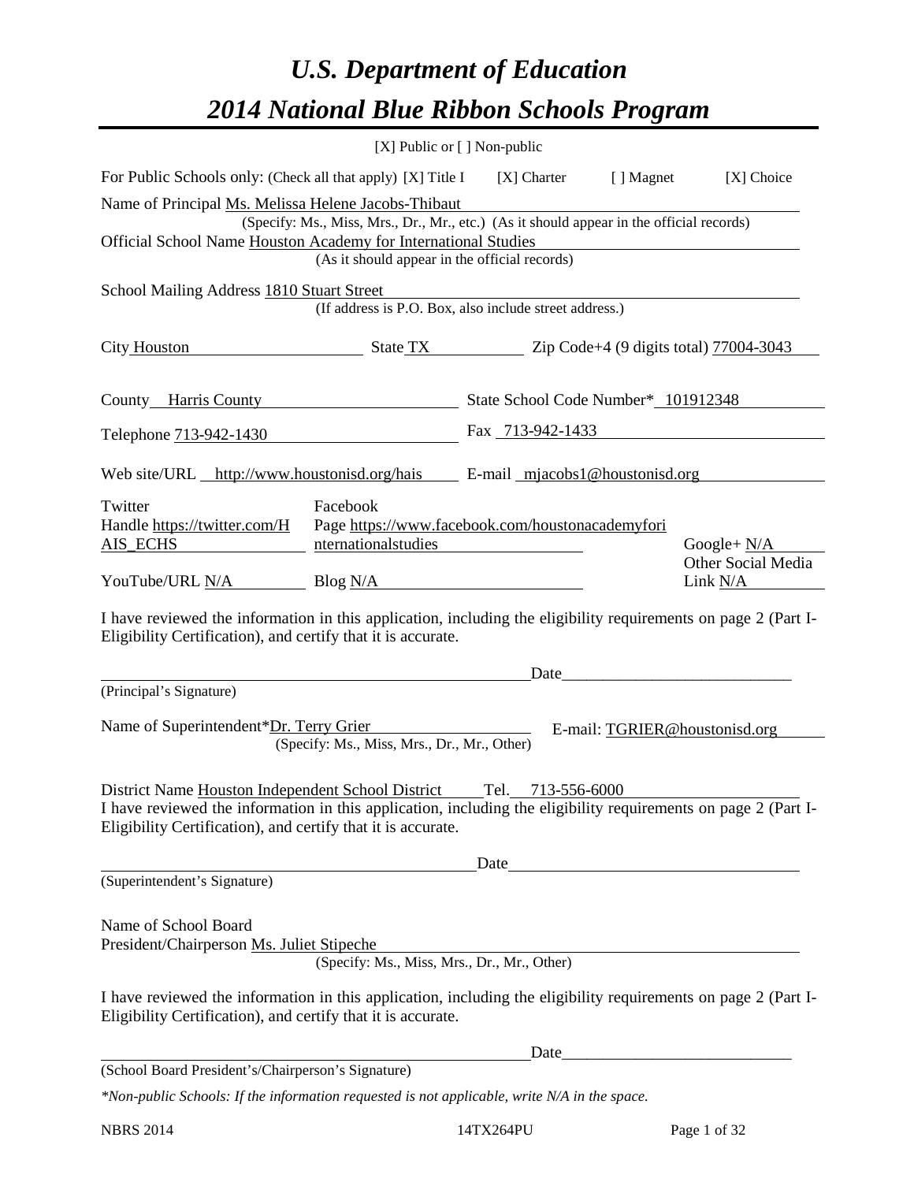# *U.S. Department of Education*

# *2014 National Blue Ribbon Schools Program*

[X] Public or [ ] Non-public

For Public Schools only: (Check all that apply) [X] Title I [X] Charter [ ] Magnet [X] Choice

Name of Principal Ms. Melissa Helene Jacobs-Thibaut
(Specify: Ms., Miss, Mrs., Dr., Mr., etc.) (As it should appear in the official records)

Official School Name Houston Academy for International Studies
(As it should appear in the official records)

School Mailing Address 1810 Stuart Street
(If address is P.O. Box, also include street address.)

City Houston State TX Zip Code+4 (9 digits total) 77004-3043

County Harris County State School Code Number* 101912348

Telephone 713-942-1430 Fax 713-942-1433

Web site/URL http://www.houstonisd.org/hais E-mail mjacobs1@houstonisd.org

Twitter Handle https://twitter.com/HAIS_ECHS Facebook Page https://www.facebook.com/houstonacademyforinternationalstudies Google+ N/A

YouTube/URL N/A Blog N/A Other Social Media Link N/A

I have reviewed the information in this application, including the eligibility requirements on page 2 (Part I-Eligibility Certification), and certify that it is accurate.

_______________________________________ Date_____________________
(Principal's Signature)

Name of Superintendent*Dr. Terry Grier E-mail: TGRIER@houstonisd.org
(Specify: Ms., Miss, Mrs., Dr., Mr., Other)

District Name Houston Independent School District Tel. 713-556-6000

I have reviewed the information in this application, including the eligibility requirements on page 2 (Part I-Eligibility Certification), and certify that it is accurate.

_______________________________________ Date_____________________
(Superintendent's Signature)

Name of School Board President/Chairperson Ms. Juliet Stipeche
(Specify: Ms., Miss, Mrs., Dr., Mr., Other)

I have reviewed the information in this application, including the eligibility requirements on page 2 (Part I-Eligibility Certification), and certify that it is accurate.

_______________________________________ Date_____________________
(School Board President's/Chairperson's Signature)

*\*Non-public Schools: If the information requested is not applicable, write N/A in the space.*

NBRS 2014 14TX264PU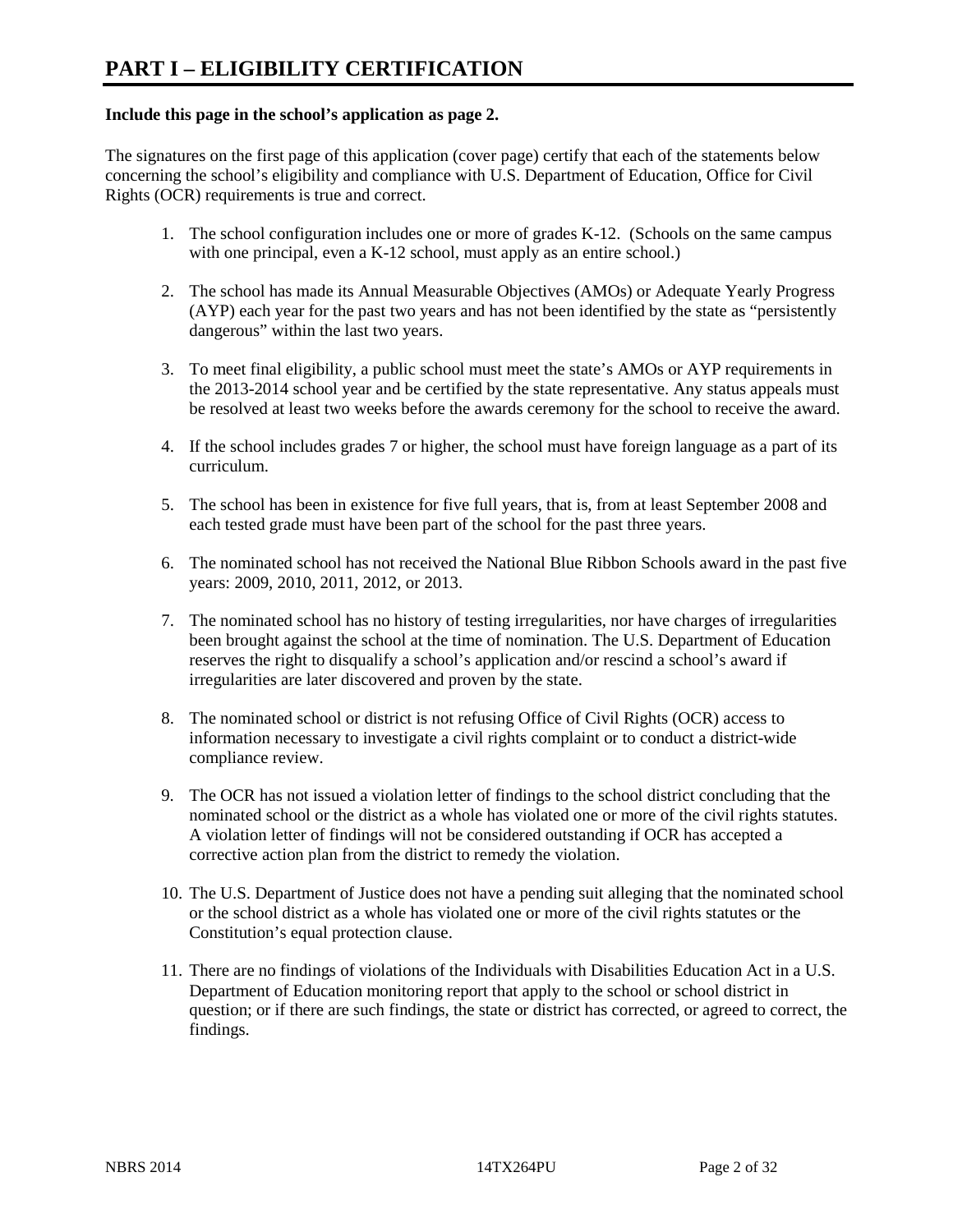# PART I – ELIGIBILITY CERTIFICATION

**Include this page in the school's application as page 2.**

The signatures on the first page of this application (cover page) certify that each of the statements below concerning the school's eligibility and compliance with U.S. Department of Education, Office for Civil Rights (OCR) requirements is true and correct.

1. The school configuration includes one or more of grades K-12. (Schools on the same campus with one principal, even a K-12 school, must apply as an entire school.)
2. The school has made its Annual Measurable Objectives (AMOs) or Adequate Yearly Progress (AYP) each year for the past two years and has not been identified by the state as "persistently dangerous" within the last two years.
3. To meet final eligibility, a public school must meet the state's AMOs or AYP requirements in the 2013-2014 school year and be certified by the state representative. Any status appeals must be resolved at least two weeks before the awards ceremony for the school to receive the award.
4. If the school includes grades 7 or higher, the school must have foreign language as a part of its curriculum.
5. The school has been in existence for five full years, that is, from at least September 2008 and each tested grade must have been part of the school for the past three years.
6. The nominated school has not received the National Blue Ribbon Schools award in the past five years: 2009, 2010, 2011, 2012, or 2013.
7. The nominated school has no history of testing irregularities, nor have charges of irregularities been brought against the school at the time of nomination. The U.S. Department of Education reserves the right to disqualify a school's application and/or rescind a school's award if irregularities are later discovered and proven by the state.
8. The nominated school or district is not refusing Office of Civil Rights (OCR) access to information necessary to investigate a civil rights complaint or to conduct a district-wide compliance review.
9. The OCR has not issued a violation letter of findings to the school district concluding that the nominated school or the district as a whole has violated one or more of the civil rights statutes. A violation letter of findings will not be considered outstanding if OCR has accepted a corrective action plan from the district to remedy the violation.
10. The U.S. Department of Justice does not have a pending suit alleging that the nominated school or the school district as a whole has violated one or more of the civil rights statutes or the Constitution's equal protection clause.
11. There are no findings of violations of the Individuals with Disabilities Education Act in a U.S. Department of Education monitoring report that apply to the school or school district in question; or if there are such findings, the state or district has corrected, or agreed to correct, the findings.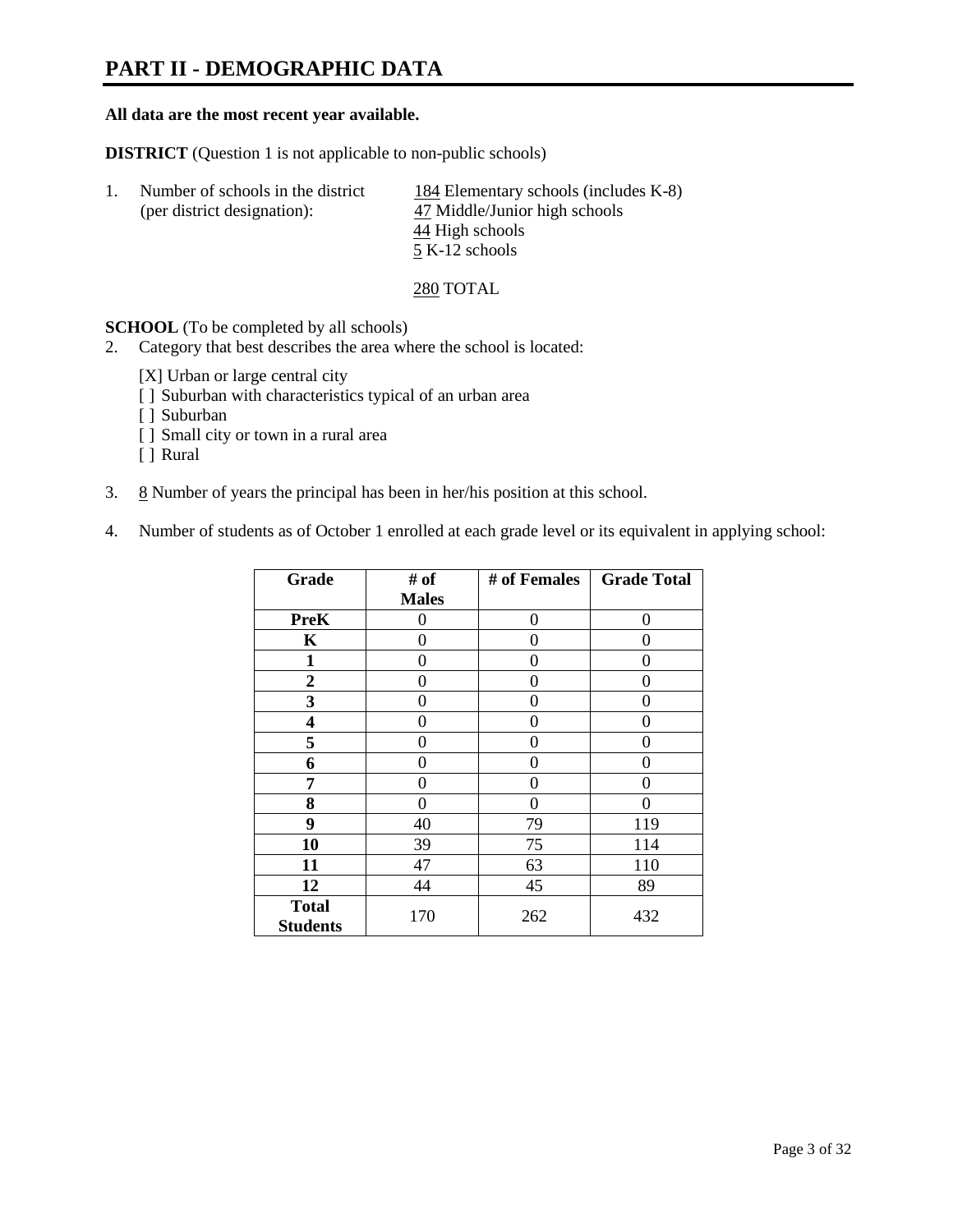# PART II - DEMOGRAPHIC DATA

**All data are the most recent year available.**

**DISTRICT** (Question 1 is not applicable to non-public schools)

1. Number of schools in the district (per district designation):
   184 Elementary schools (includes K-8)
   47 Middle/Junior high schools
   44 High schools
   5 K-12 schools

   280 TOTAL

**SCHOOL** (To be completed by all schools)

2. Category that best describes the area where the school is located:

   [X] Urban or large central city
   [ ] Suburban with characteristics typical of an urban area
   [ ] Suburban
   [ ] Small city or town in a rural area
   [ ] Rural

3. 8 Number of years the principal has been in her/his position at this school.

4. Number of students as of October 1 enrolled at each grade level or its equivalent in applying school:

| Grade | # of Males | # of Females | Grade Total |
|---|---|---|---|
| **PreK** | 0 | 0 | 0 |
| **K** | 0 | 0 | 0 |
| **1** | 0 | 0 | 0 |
| **2** | 0 | 0 | 0 |
| **3** | 0 | 0 | 0 |
| **4** | 0 | 0 | 0 |
| **5** | 0 | 0 | 0 |
| **6** | 0 | 0 | 0 |
| **7** | 0 | 0 | 0 |
| **8** | 0 | 0 | 0 |
| **9** | 40 | 79 | 119 |
| **10** | 39 | 75 | 114 |
| **11** | 47 | 63 | 110 |
| **12** | 44 | 45 | 89 |
| **Total Students** | 170 | 262 | 432 |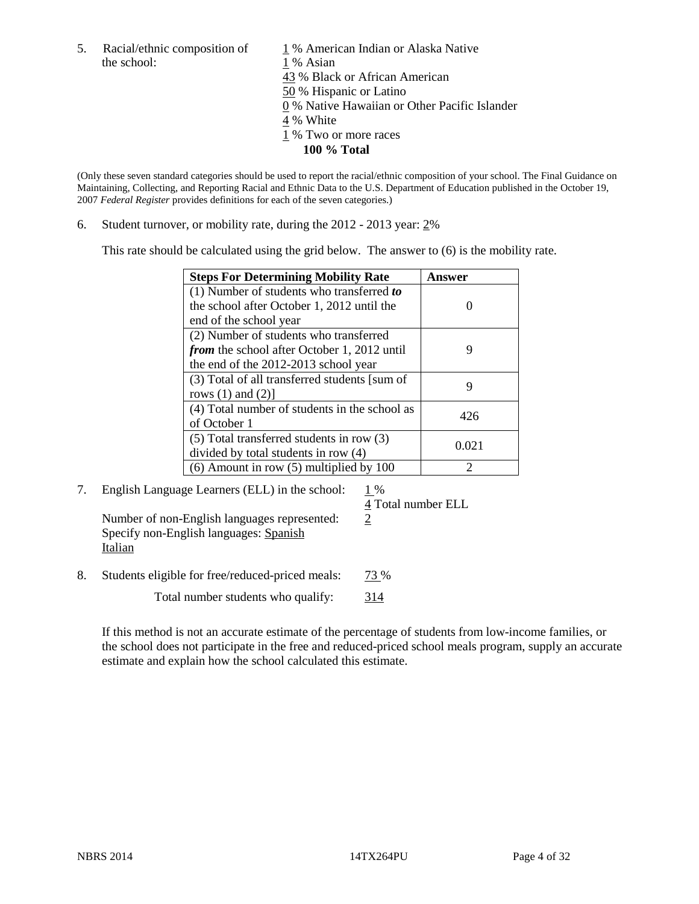5. Racial/ethnic composition of the school:

1 % American Indian or Alaska Native
1 % Asian
43 % Black or African American
50 % Hispanic or Latino
0 % Native Hawaiian or Other Pacific Islander
4 % White
1 % Two or more races
**100 % Total**

(Only these seven standard categories should be used to report the racial/ethnic composition of your school. The Final Guidance on Maintaining, Collecting, and Reporting Racial and Ethnic Data to the U.S. Department of Education published in the October 19, 2007 *Federal Register* provides definitions for each of the seven categories.)

6. Student turnover, or mobility rate, during the 2012 - 2013 year: 2%

This rate should be calculated using the grid below. The answer to (6) is the mobility rate.

| **Steps For Determining Mobility Rate** | **Answer** |
|---|---|
| (1) Number of students who transferred ***to*** the school after October 1, 2012 until the end of the school year | 0 |
| (2) Number of students who transferred ***from*** the school after October 1, 2012 until the end of the 2012-2013 school year | 9 |
| (3) Total of all transferred students [sum of rows (1) and (2)] | 9 |
| (4) Total number of students in the school as of October 1 | 426 |
| (5) Total transferred students in row (3) divided by total students in row (4) | 0.021 |
| (6) Amount in row (5) multiplied by 100 | 2 |

7. English Language Learners (ELL) in the school: 1 %
4 Total number ELL
Number of non-English languages represented: 2
Specify non-English languages: Spanish Italian

8. Students eligible for free/reduced-priced meals: 73 %
Total number students who qualify: 314

If this method is not an accurate estimate of the percentage of students from low-income families, or the school does not participate in the free and reduced-priced school meals program, supply an accurate estimate and explain how the school calculated this estimate.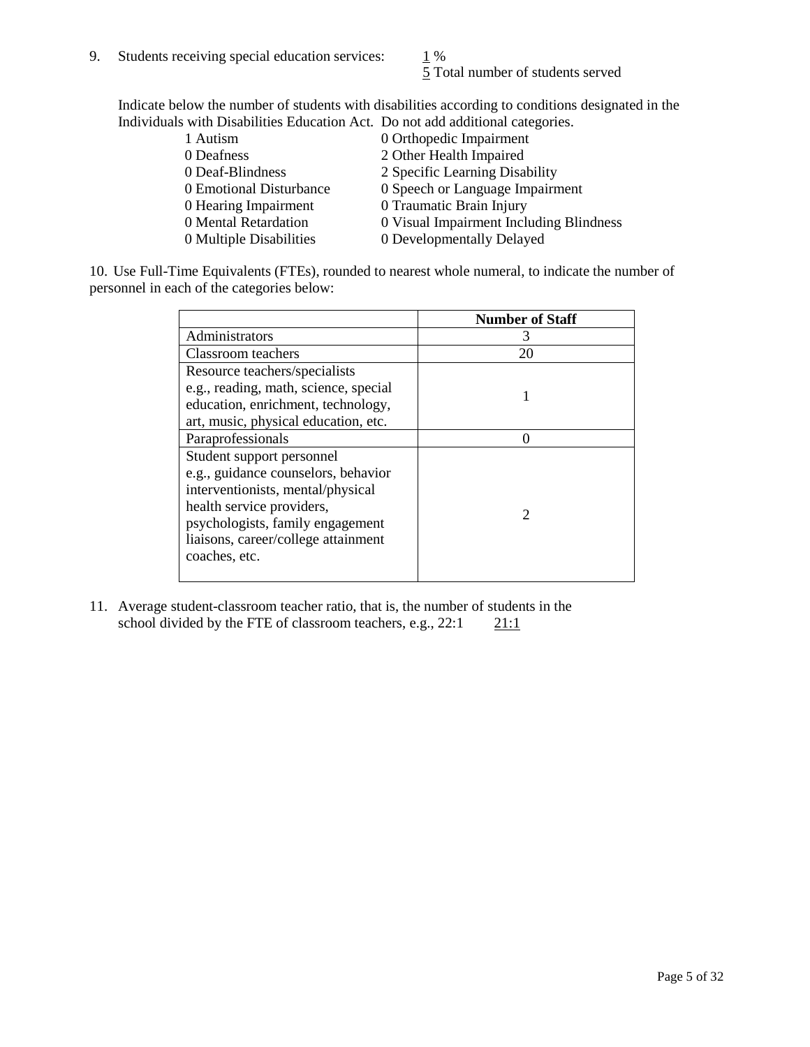9. Students receiving special education services: 1 %
   5 Total number of students served

   Indicate below the number of students with disabilities according to conditions designated in the Individuals with Disabilities Education Act. Do not add additional categories.

| | |
|---|---|
| 1 Autism | 0 Orthopedic Impairment |
| 0 Deafness | 2 Other Health Impaired |
| 0 Deaf-Blindness | 2 Specific Learning Disability |
| 0 Emotional Disturbance | 0 Speech or Language Impairment |
| 0 Hearing Impairment | 0 Traumatic Brain Injury |
| 0 Mental Retardation | 0 Visual Impairment Including Blindness |
| 0 Multiple Disabilities | 0 Developmentally Delayed |

10. Use Full-Time Equivalents (FTEs), rounded to nearest whole numeral, to indicate the number of personnel in each of the categories below:

| | **Number of Staff** |
|---|---|
| Administrators | 3 |
| Classroom teachers | 20 |
| Resource teachers/specialists e.g., reading, math, science, special education, enrichment, technology, art, music, physical education, etc. | 1 |
| Paraprofessionals | 0 |
| Student support personnel e.g., guidance counselors, behavior interventionists, mental/physical health service providers, psychologists, family engagement liaisons, career/college attainment coaches, etc. | 2 |

11. Average student-classroom teacher ratio, that is, the number of students in the school divided by the FTE of classroom teachers, e.g., 22:1 21:1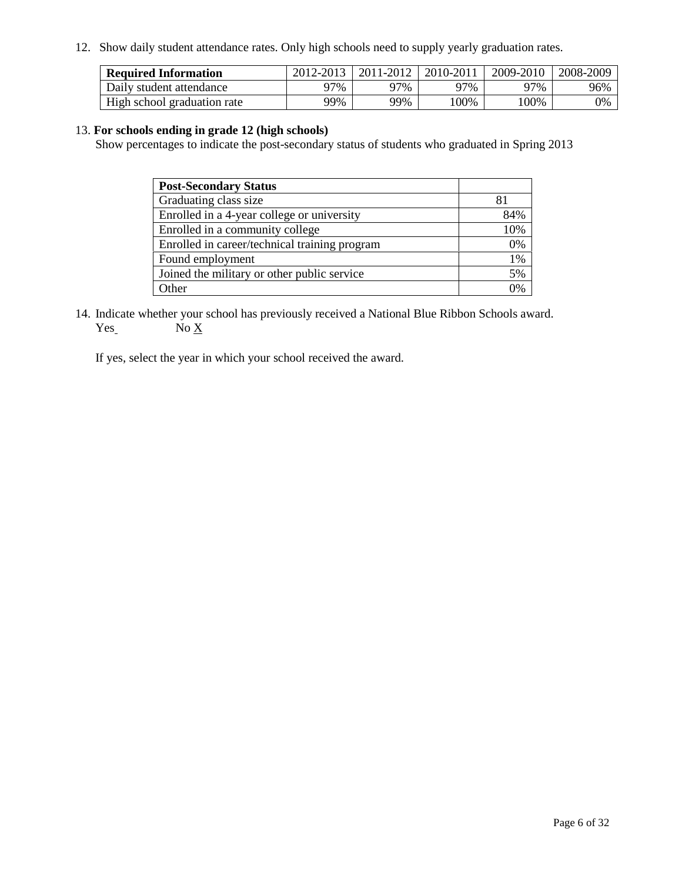12. Show daily student attendance rates. Only high schools need to supply yearly graduation rates.

| **Required Information** | 2012-2013 | 2011-2012 | 2010-2011 | 2009-2010 | 2008-2009 |
|---|---|---|---|---|---|
| Daily student attendance | 97% | 97% | 97% | 97% | 96% |
| High school graduation rate | 99% | 99% | 100% | 100% | 0% |

13. **For schools ending in grade 12 (high schools)**

Show percentages to indicate the post-secondary status of students who graduated in Spring 2013

| **Post-Secondary Status** | |
|---|---|
| Graduating class size | 81 |
| Enrolled in a 4-year college or university | 84% |
| Enrolled in a community college | 10% |
| Enrolled in career/technical training program | 0% |
| Found employment | 1% |
| Joined the military or other public service | 5% |
| Other | 0% |

14. Indicate whether your school has previously received a National Blue Ribbon Schools award.

Yes No X

If yes, select the year in which your school received the award.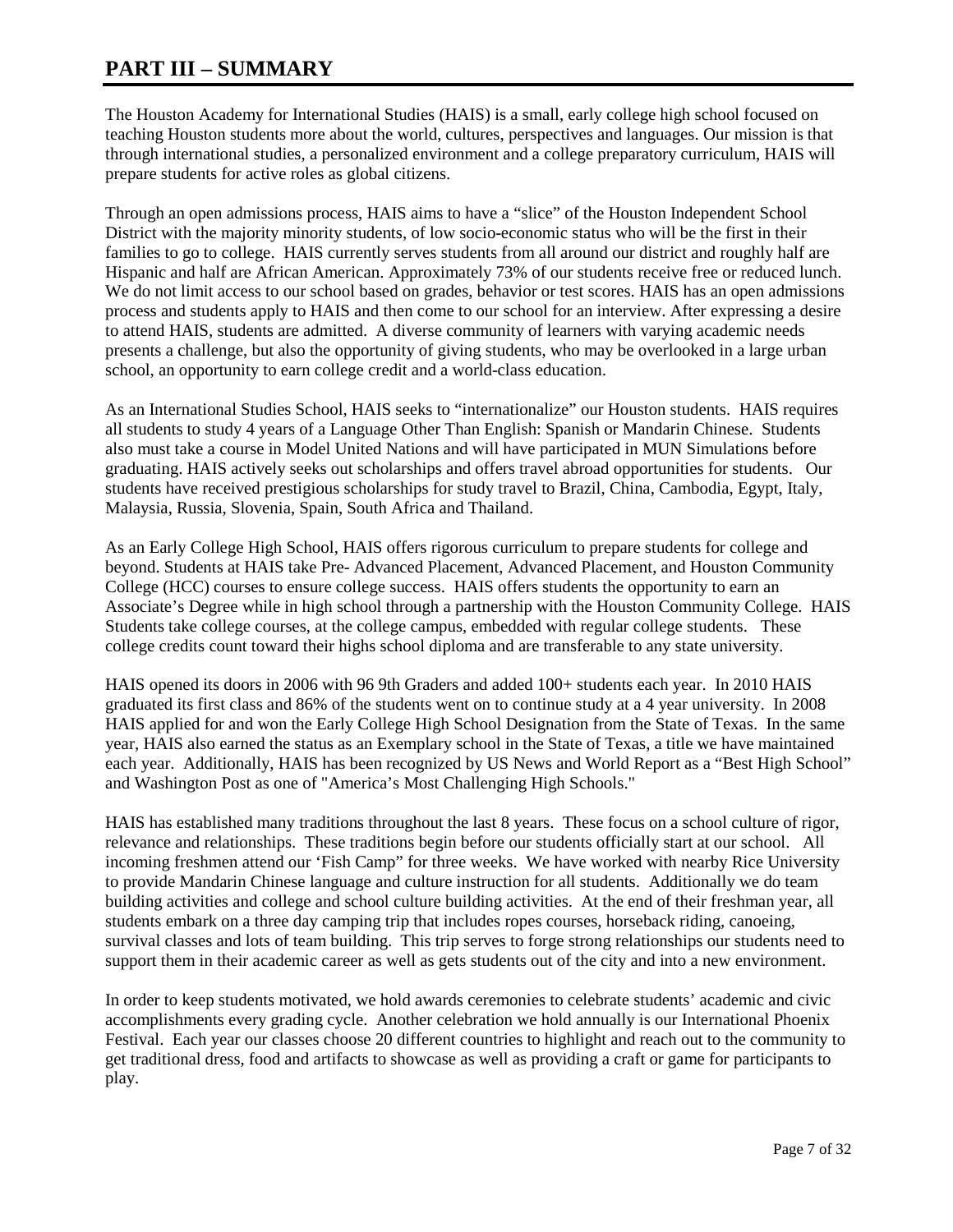# PART III – SUMMARY

The Houston Academy for International Studies (HAIS) is a small, early college high school focused on teaching Houston students more about the world, cultures, perspectives and languages. Our mission is that through international studies, a personalized environment and a college preparatory curriculum, HAIS will prepare students for active roles as global citizens.

Through an open admissions process, HAIS aims to have a "slice" of the Houston Independent School District with the majority minority students, of low socio-economic status who will be the first in their families to go to college. HAIS currently serves students from all around our district and roughly half are Hispanic and half are African American. Approximately 73% of our students receive free or reduced lunch. We do not limit access to our school based on grades, behavior or test scores. HAIS has an open admissions process and students apply to HAIS and then come to our school for an interview. After expressing a desire to attend HAIS, students are admitted. A diverse community of learners with varying academic needs presents a challenge, but also the opportunity of giving students, who may be overlooked in a large urban school, an opportunity to earn college credit and a world-class education.

As an International Studies School, HAIS seeks to "internationalize" our Houston students. HAIS requires all students to study 4 years of a Language Other Than English: Spanish or Mandarin Chinese. Students also must take a course in Model United Nations and will have participated in MUN Simulations before graduating. HAIS actively seeks out scholarships and offers travel abroad opportunities for students. Our students have received prestigious scholarships for study travel to Brazil, China, Cambodia, Egypt, Italy, Malaysia, Russia, Slovenia, Spain, South Africa and Thailand.

As an Early College High School, HAIS offers rigorous curriculum to prepare students for college and beyond. Students at HAIS take Pre- Advanced Placement, Advanced Placement, and Houston Community College (HCC) courses to ensure college success. HAIS offers students the opportunity to earn an Associate's Degree while in high school through a partnership with the Houston Community College. HAIS Students take college courses, at the college campus, embedded with regular college students. These college credits count toward their highs school diploma and are transferable to any state university.

HAIS opened its doors in 2006 with 96 9th Graders and added 100+ students each year. In 2010 HAIS graduated its first class and 86% of the students went on to continue study at a 4 year university. In 2008 HAIS applied for and won the Early College High School Designation from the State of Texas. In the same year, HAIS also earned the status as an Exemplary school in the State of Texas, a title we have maintained each year. Additionally, HAIS has been recognized by US News and World Report as a "Best High School" and Washington Post as one of "America's Most Challenging High Schools."

HAIS has established many traditions throughout the last 8 years. These focus on a school culture of rigor, relevance and relationships. These traditions begin before our students officially start at our school. All incoming freshmen attend our 'Fish Camp" for three weeks. We have worked with nearby Rice University to provide Mandarin Chinese language and culture instruction for all students. Additionally we do team building activities and college and school culture building activities. At the end of their freshman year, all students embark on a three day camping trip that includes ropes courses, horseback riding, canoeing, survival classes and lots of team building. This trip serves to forge strong relationships our students need to support them in their academic career as well as gets students out of the city and into a new environment.

In order to keep students motivated, we hold awards ceremonies to celebrate students' academic and civic accomplishments every grading cycle. Another celebration we hold annually is our International Phoenix Festival. Each year our classes choose 20 different countries to highlight and reach out to the community to get traditional dress, food and artifacts to showcase as well as providing a craft or game for participants to play.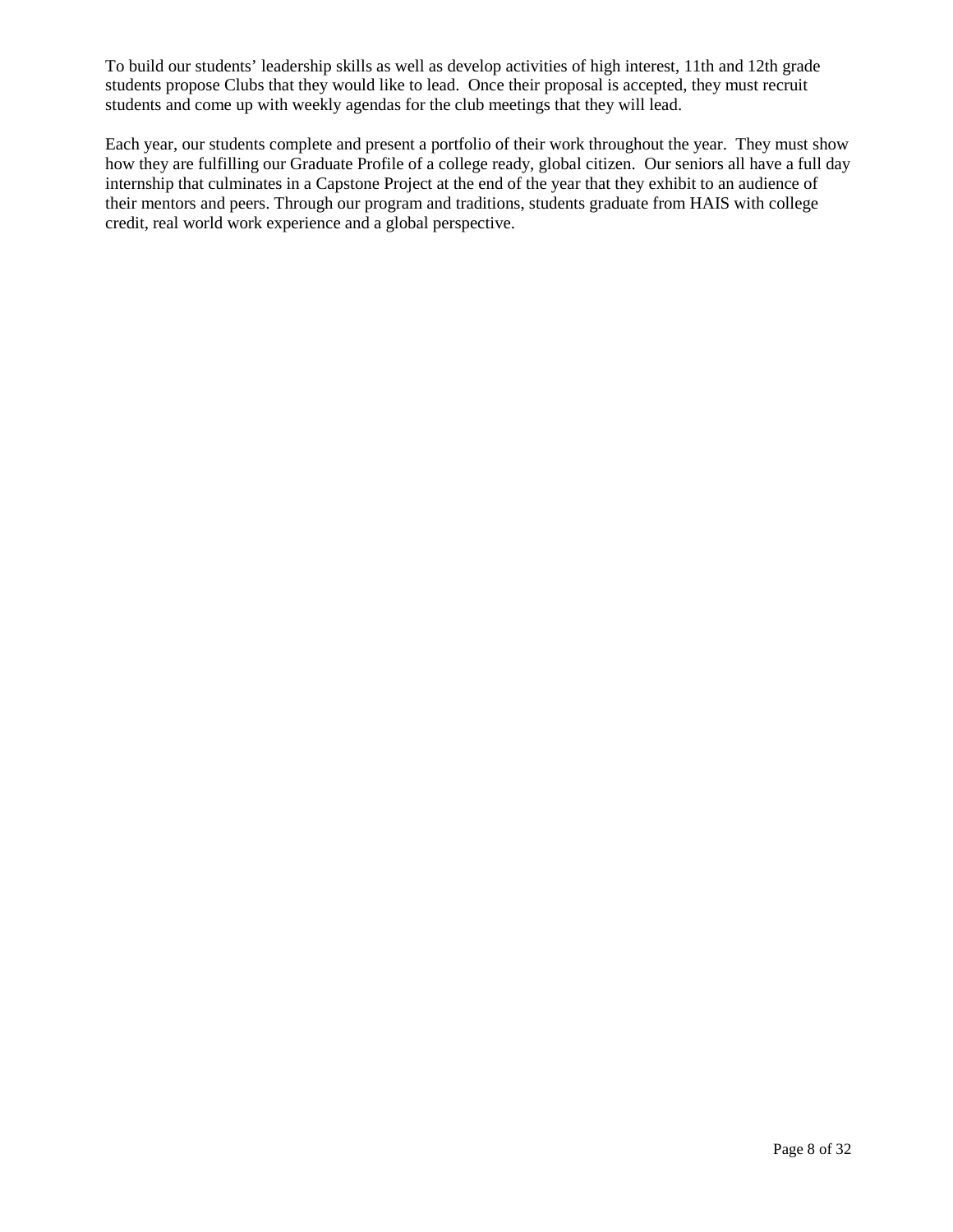To build our students' leadership skills as well as develop activities of high interest, 11th and 12th grade students propose Clubs that they would like to lead. Once their proposal is accepted, they must recruit students and come up with weekly agendas for the club meetings that they will lead.

Each year, our students complete and present a portfolio of their work throughout the year. They must show how they are fulfilling our Graduate Profile of a college ready, global citizen. Our seniors all have a full day internship that culminates in a Capstone Project at the end of the year that they exhibit to an audience of their mentors and peers. Through our program and traditions, students graduate from HAIS with college credit, real world work experience and a global perspective.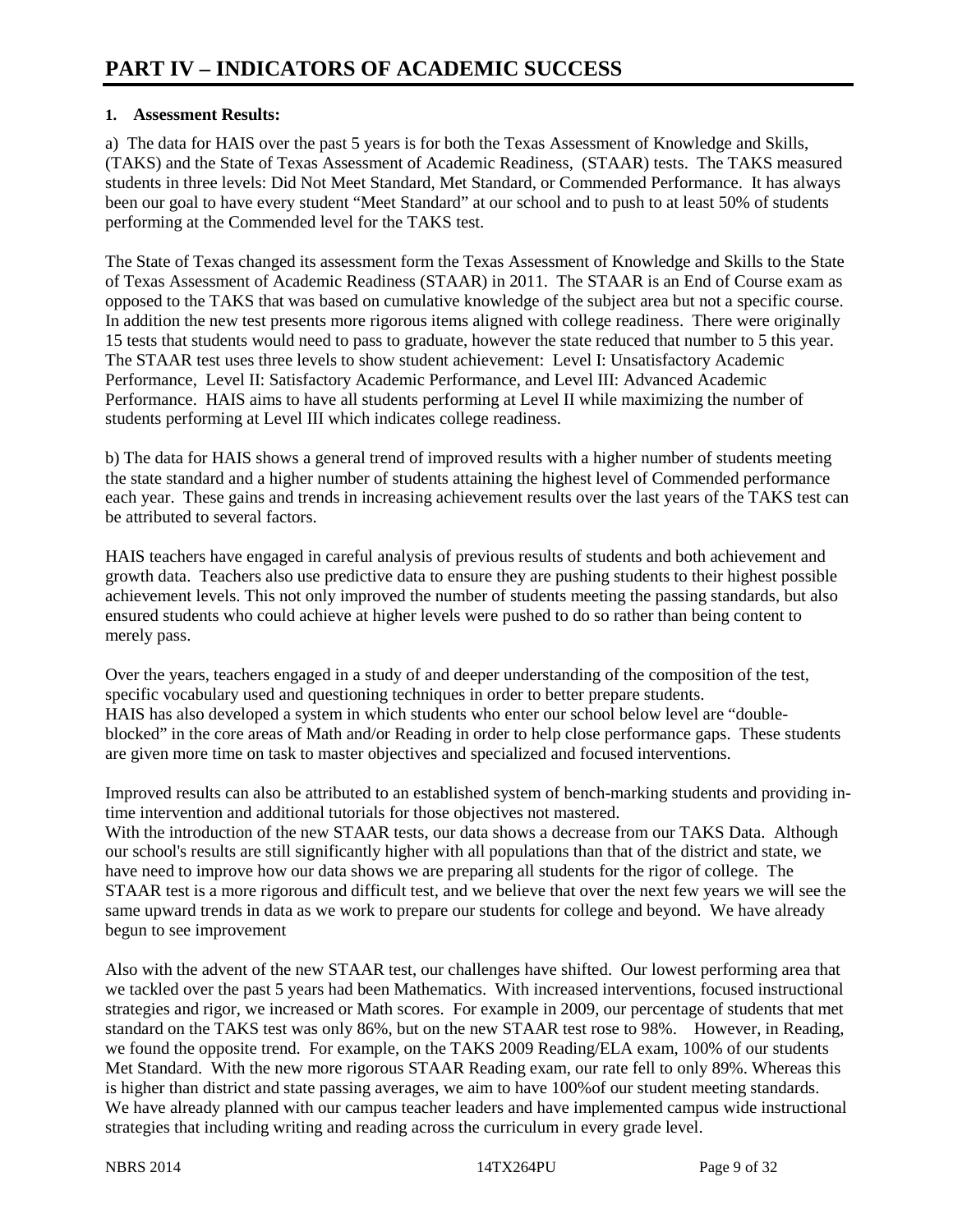# PART IV – INDICATORS OF ACADEMIC SUCCESS

**1. Assessment Results:**

a) The data for HAIS over the past 5 years is for both the Texas Assessment of Knowledge and Skills, (TAKS) and the State of Texas Assessment of Academic Readiness, (STAAR) tests. The TAKS measured students in three levels: Did Not Meet Standard, Met Standard, or Commended Performance. It has always been our goal to have every student "Meet Standard" at our school and to push to at least 50% of students performing at the Commended level for the TAKS test.

The State of Texas changed its assessment form the Texas Assessment of Knowledge and Skills to the State of Texas Assessment of Academic Readiness (STAAR) in 2011. The STAAR is an End of Course exam as opposed to the TAKS that was based on cumulative knowledge of the subject area but not a specific course. In addition the new test presents more rigorous items aligned with college readiness. There were originally 15 tests that students would need to pass to graduate, however the state reduced that number to 5 this year. The STAAR test uses three levels to show student achievement: Level I: Unsatisfactory Academic Performance, Level II: Satisfactory Academic Performance, and Level III: Advanced Academic Performance. HAIS aims to have all students performing at Level II while maximizing the number of students performing at Level III which indicates college readiness.

b) The data for HAIS shows a general trend of improved results with a higher number of students meeting the state standard and a higher number of students attaining the highest level of Commended performance each year. These gains and trends in increasing achievement results over the last years of the TAKS test can be attributed to several factors.

HAIS teachers have engaged in careful analysis of previous results of students and both achievement and growth data. Teachers also use predictive data to ensure they are pushing students to their highest possible achievement levels. This not only improved the number of students meeting the passing standards, but also ensured students who could achieve at higher levels were pushed to do so rather than being content to merely pass.

Over the years, teachers engaged in a study of and deeper understanding of the composition of the test, specific vocabulary used and questioning techniques in order to better prepare students.
HAIS has also developed a system in which students who enter our school below level are "double-blocked" in the core areas of Math and/or Reading in order to help close performance gaps. These students are given more time on task to master objectives and specialized and focused interventions.

Improved results can also be attributed to an established system of bench-marking students and providing in-time intervention and additional tutorials for those objectives not mastered.
With the introduction of the new STAAR tests, our data shows a decrease from our TAKS Data. Although our school's results are still significantly higher with all populations than that of the district and state, we have need to improve how our data shows we are preparing all students for the rigor of college. The STAAR test is a more rigorous and difficult test, and we believe that over the next few years we will see the same upward trends in data as we work to prepare our students for college and beyond. We have already begun to see improvement

Also with the advent of the new STAAR test, our challenges have shifted. Our lowest performing area that we tackled over the past 5 years had been Mathematics. With increased interventions, focused instructional strategies and rigor, we increased or Math scores. For example in 2009, our percentage of students that met standard on the TAKS test was only 86%, but on the new STAAR test rose to 98%. However, in Reading, we found the opposite trend. For example, on the TAKS 2009 Reading/ELA exam, 100% of our students Met Standard. With the new more rigorous STAAR Reading exam, our rate fell to only 89%. Whereas this is higher than district and state passing averages, we aim to have 100%of our student meeting standards. We have already planned with our campus teacher leaders and have implemented campus wide instructional strategies that including writing and reading across the curriculum in every grade level.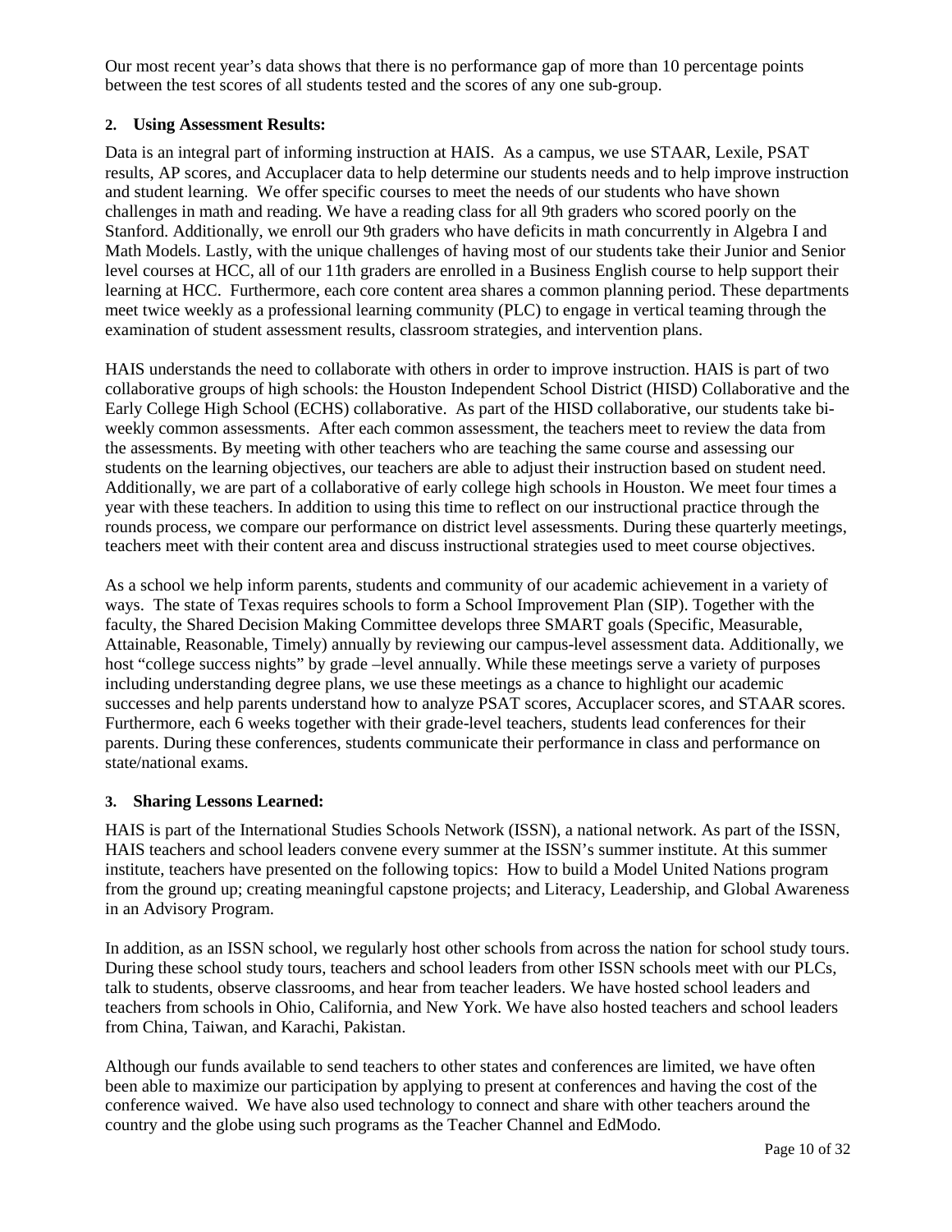Our most recent year's data shows that there is no performance gap of more than 10 percentage points between the test scores of all students tested and the scores of any one sub-group.

**2. Using Assessment Results:**

Data is an integral part of informing instruction at HAIS. As a campus, we use STAAR, Lexile, PSAT results, AP scores, and Accuplacer data to help determine our students needs and to help improve instruction and student learning. We offer specific courses to meet the needs of our students who have shown challenges in math and reading. We have a reading class for all 9th graders who scored poorly on the Stanford. Additionally, we enroll our 9th graders who have deficits in math concurrently in Algebra I and Math Models. Lastly, with the unique challenges of having most of our students take their Junior and Senior level courses at HCC, all of our 11th graders are enrolled in a Business English course to help support their learning at HCC. Furthermore, each core content area shares a common planning period. These departments meet twice weekly as a professional learning community (PLC) to engage in vertical teaming through the examination of student assessment results, classroom strategies, and intervention plans.

HAIS understands the need to collaborate with others in order to improve instruction. HAIS is part of two collaborative groups of high schools: the Houston Independent School District (HISD) Collaborative and the Early College High School (ECHS) collaborative. As part of the HISD collaborative, our students take bi-weekly common assessments. After each common assessment, the teachers meet to review the data from the assessments. By meeting with other teachers who are teaching the same course and assessing our students on the learning objectives, our teachers are able to adjust their instruction based on student need. Additionally, we are part of a collaborative of early college high schools in Houston. We meet four times a year with these teachers. In addition to using this time to reflect on our instructional practice through the rounds process, we compare our performance on district level assessments. During these quarterly meetings, teachers meet with their content area and discuss instructional strategies used to meet course objectives.

As a school we help inform parents, students and community of our academic achievement in a variety of ways. The state of Texas requires schools to form a School Improvement Plan (SIP). Together with the faculty, the Shared Decision Making Committee develops three SMART goals (Specific, Measurable, Attainable, Reasonable, Timely) annually by reviewing our campus-level assessment data. Additionally, we host "college success nights" by grade –level annually. While these meetings serve a variety of purposes including understanding degree plans, we use these meetings as a chance to highlight our academic successes and help parents understand how to analyze PSAT scores, Accuplacer scores, and STAAR scores. Furthermore, each 6 weeks together with their grade-level teachers, students lead conferences for their parents. During these conferences, students communicate their performance in class and performance on state/national exams.

**3. Sharing Lessons Learned:**

HAIS is part of the International Studies Schools Network (ISSN), a national network. As part of the ISSN, HAIS teachers and school leaders convene every summer at the ISSN's summer institute. At this summer institute, teachers have presented on the following topics: How to build a Model United Nations program from the ground up; creating meaningful capstone projects; and Literacy, Leadership, and Global Awareness in an Advisory Program.

In addition, as an ISSN school, we regularly host other schools from across the nation for school study tours. During these school study tours, teachers and school leaders from other ISSN schools meet with our PLCs, talk to students, observe classrooms, and hear from teacher leaders. We have hosted school leaders and teachers from schools in Ohio, California, and New York. We have also hosted teachers and school leaders from China, Taiwan, and Karachi, Pakistan.

Although our funds available to send teachers to other states and conferences are limited, we have often been able to maximize our participation by applying to present at conferences and having the cost of the conference waived. We have also used technology to connect and share with other teachers around the country and the globe using such programs as the Teacher Channel and EdModo.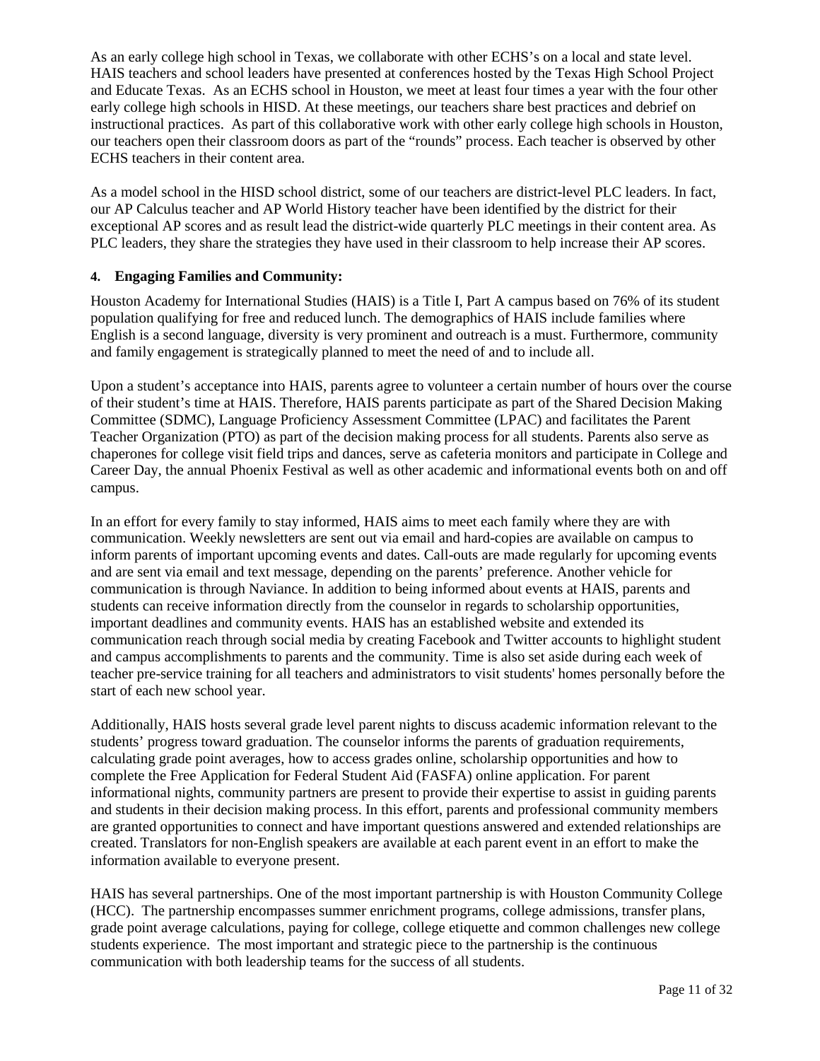As an early college high school in Texas, we collaborate with other ECHS's on a local and state level. HAIS teachers and school leaders have presented at conferences hosted by the Texas High School Project and Educate Texas. As an ECHS school in Houston, we meet at least four times a year with the four other early college high schools in HISD. At these meetings, our teachers share best practices and debrief on instructional practices. As part of this collaborative work with other early college high schools in Houston, our teachers open their classroom doors as part of the "rounds" process. Each teacher is observed by other ECHS teachers in their content area.

As a model school in the HISD school district, some of our teachers are district-level PLC leaders. In fact, our AP Calculus teacher and AP World History teacher have been identified by the district for their exceptional AP scores and as result lead the district-wide quarterly PLC meetings in their content area. As PLC leaders, they share the strategies they have used in their classroom to help increase their AP scores.

**4. Engaging Families and Community:**

Houston Academy for International Studies (HAIS) is a Title I, Part A campus based on 76% of its student population qualifying for free and reduced lunch. The demographics of HAIS include families where English is a second language, diversity is very prominent and outreach is a must. Furthermore, community and family engagement is strategically planned to meet the need of and to include all.

Upon a student's acceptance into HAIS, parents agree to volunteer a certain number of hours over the course of their student's time at HAIS. Therefore, HAIS parents participate as part of the Shared Decision Making Committee (SDMC), Language Proficiency Assessment Committee (LPAC) and facilitates the Parent Teacher Organization (PTO) as part of the decision making process for all students. Parents also serve as chaperones for college visit field trips and dances, serve as cafeteria monitors and participate in College and Career Day, the annual Phoenix Festival as well as other academic and informational events both on and off campus.

In an effort for every family to stay informed, HAIS aims to meet each family where they are with communication. Weekly newsletters are sent out via email and hard-copies are available on campus to inform parents of important upcoming events and dates. Call-outs are made regularly for upcoming events and are sent via email and text message, depending on the parents' preference. Another vehicle for communication is through Naviance. In addition to being informed about events at HAIS, parents and students can receive information directly from the counselor in regards to scholarship opportunities, important deadlines and community events. HAIS has an established website and extended its communication reach through social media by creating Facebook and Twitter accounts to highlight student and campus accomplishments to parents and the community. Time is also set aside during each week of teacher pre-service training for all teachers and administrators to visit students' homes personally before the start of each new school year.

Additionally, HAIS hosts several grade level parent nights to discuss academic information relevant to the students' progress toward graduation. The counselor informs the parents of graduation requirements, calculating grade point averages, how to access grades online, scholarship opportunities and how to complete the Free Application for Federal Student Aid (FASFA) online application. For parent informational nights, community partners are present to provide their expertise to assist in guiding parents and students in their decision making process. In this effort, parents and professional community members are granted opportunities to connect and have important questions answered and extended relationships are created. Translators for non-English speakers are available at each parent event in an effort to make the information available to everyone present.

HAIS has several partnerships. One of the most important partnership is with Houston Community College (HCC). The partnership encompasses summer enrichment programs, college admissions, transfer plans, grade point average calculations, paying for college, college etiquette and common challenges new college students experience. The most important and strategic piece to the partnership is the continuous communication with both leadership teams for the success of all students.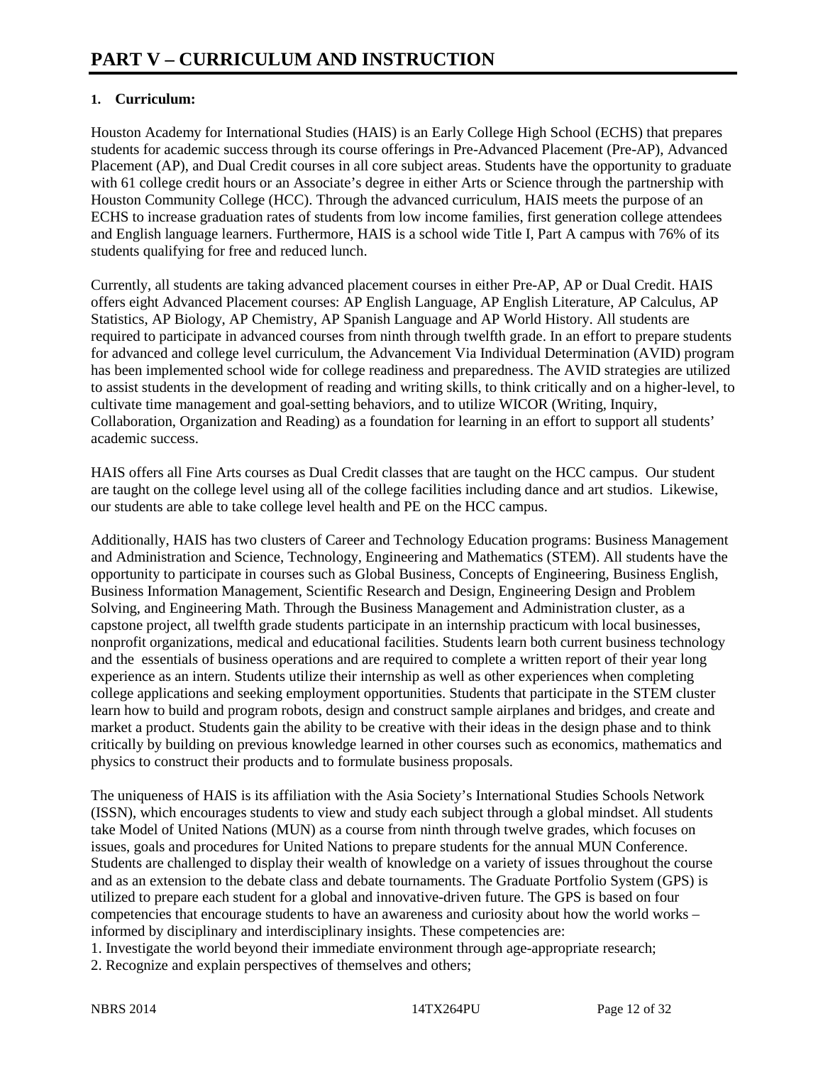# PART V – CURRICULUM AND INSTRUCTION

**1. Curriculum:**

Houston Academy for International Studies (HAIS) is an Early College High School (ECHS) that prepares students for academic success through its course offerings in Pre-Advanced Placement (Pre-AP), Advanced Placement (AP), and Dual Credit courses in all core subject areas. Students have the opportunity to graduate with 61 college credit hours or an Associate's degree in either Arts or Science through the partnership with Houston Community College (HCC). Through the advanced curriculum, HAIS meets the purpose of an ECHS to increase graduation rates of students from low income families, first generation college attendees and English language learners. Furthermore, HAIS is a school wide Title I, Part A campus with 76% of its students qualifying for free and reduced lunch.

Currently, all students are taking advanced placement courses in either Pre-AP, AP or Dual Credit. HAIS offers eight Advanced Placement courses: AP English Language, AP English Literature, AP Calculus, AP Statistics, AP Biology, AP Chemistry, AP Spanish Language and AP World History. All students are required to participate in advanced courses from ninth through twelfth grade. In an effort to prepare students for advanced and college level curriculum, the Advancement Via Individual Determination (AVID) program has been implemented school wide for college readiness and preparedness. The AVID strategies are utilized to assist students in the development of reading and writing skills, to think critically and on a higher-level, to cultivate time management and goal-setting behaviors, and to utilize WICOR (Writing, Inquiry, Collaboration, Organization and Reading) as a foundation for learning in an effort to support all students' academic success.

HAIS offers all Fine Arts courses as Dual Credit classes that are taught on the HCC campus. Our student are taught on the college level using all of the college facilities including dance and art studios. Likewise, our students are able to take college level health and PE on the HCC campus.

Additionally, HAIS has two clusters of Career and Technology Education programs: Business Management and Administration and Science, Technology, Engineering and Mathematics (STEM). All students have the opportunity to participate in courses such as Global Business, Concepts of Engineering, Business English, Business Information Management, Scientific Research and Design, Engineering Design and Problem Solving, and Engineering Math. Through the Business Management and Administration cluster, as a capstone project, all twelfth grade students participate in an internship practicum with local businesses, nonprofit organizations, medical and educational facilities. Students learn both current business technology and the essentials of business operations and are required to complete a written report of their year long experience as an intern. Students utilize their internship as well as other experiences when completing college applications and seeking employment opportunities. Students that participate in the STEM cluster learn how to build and program robots, design and construct sample airplanes and bridges, and create and market a product. Students gain the ability to be creative with their ideas in the design phase and to think critically by building on previous knowledge learned in other courses such as economics, mathematics and physics to construct their products and to formulate business proposals.

The uniqueness of HAIS is its affiliation with the Asia Society's International Studies Schools Network (ISSN), which encourages students to view and study each subject through a global mindset. All students take Model of United Nations (MUN) as a course from ninth through twelve grades, which focuses on issues, goals and procedures for United Nations to prepare students for the annual MUN Conference. Students are challenged to display their wealth of knowledge on a variety of issues throughout the course and as an extension to the debate class and debate tournaments. The Graduate Portfolio System (GPS) is utilized to prepare each student for a global and innovative-driven future. The GPS is based on four competencies that encourage students to have an awareness and curiosity about how the world works – informed by disciplinary and interdisciplinary insights. These competencies are:

1. Investigate the world beyond their immediate environment through age-appropriate research;
2. Recognize and explain perspectives of themselves and others;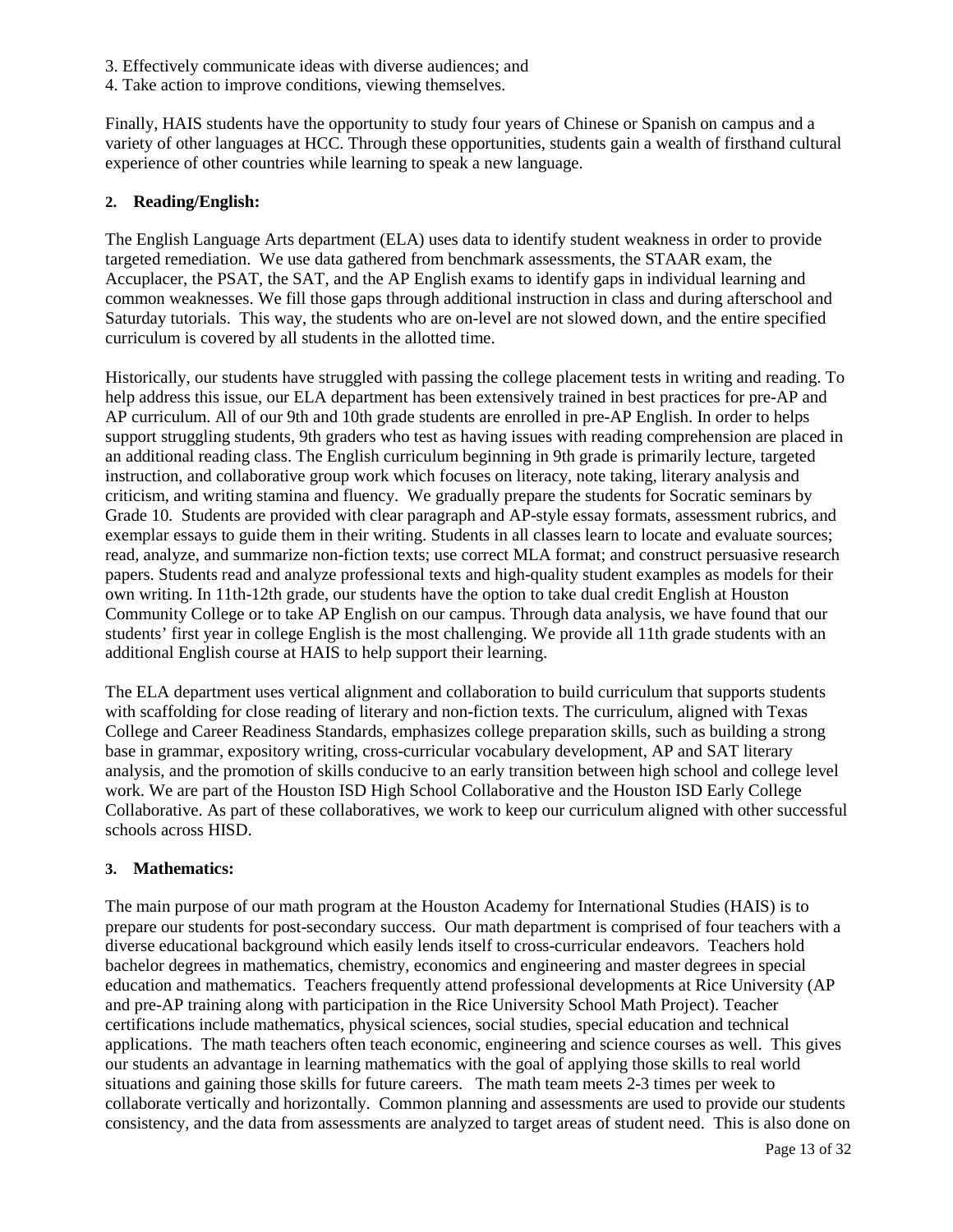3. Effectively communicate ideas with diverse audiences; and
4. Take action to improve conditions, viewing themselves.

Finally, HAIS students have the opportunity to study four years of Chinese or Spanish on campus and a variety of other languages at HCC. Through these opportunities, students gain a wealth of firsthand cultural experience of other countries while learning to speak a new language.

**2. Reading/English:**

The English Language Arts department (ELA) uses data to identify student weakness in order to provide targeted remediation. We use data gathered from benchmark assessments, the STAAR exam, the Accuplacer, the PSAT, the SAT, and the AP English exams to identify gaps in individual learning and common weaknesses. We fill those gaps through additional instruction in class and during afterschool and Saturday tutorials. This way, the students who are on-level are not slowed down, and the entire specified curriculum is covered by all students in the allotted time.

Historically, our students have struggled with passing the college placement tests in writing and reading. To help address this issue, our ELA department has been extensively trained in best practices for pre-AP and AP curriculum. All of our 9th and 10th grade students are enrolled in pre-AP English. In order to helps support struggling students, 9th graders who test as having issues with reading comprehension are placed in an additional reading class. The English curriculum beginning in 9th grade is primarily lecture, targeted instruction, and collaborative group work which focuses on literacy, note taking, literary analysis and criticism, and writing stamina and fluency. We gradually prepare the students for Socratic seminars by Grade 10. Students are provided with clear paragraph and AP-style essay formats, assessment rubrics, and exemplar essays to guide them in their writing. Students in all classes learn to locate and evaluate sources; read, analyze, and summarize non-fiction texts; use correct MLA format; and construct persuasive research papers. Students read and analyze professional texts and high-quality student examples as models for their own writing. In 11th-12th grade, our students have the option to take dual credit English at Houston Community College or to take AP English on our campus. Through data analysis, we have found that our students' first year in college English is the most challenging. We provide all 11th grade students with an additional English course at HAIS to help support their learning.

The ELA department uses vertical alignment and collaboration to build curriculum that supports students with scaffolding for close reading of literary and non-fiction texts. The curriculum, aligned with Texas College and Career Readiness Standards, emphasizes college preparation skills, such as building a strong base in grammar, expository writing, cross-curricular vocabulary development, AP and SAT literary analysis, and the promotion of skills conducive to an early transition between high school and college level work. We are part of the Houston ISD High School Collaborative and the Houston ISD Early College Collaborative. As part of these collaboratives, we work to keep our curriculum aligned with other successful schools across HISD.

**3. Mathematics:**

The main purpose of our math program at the Houston Academy for International Studies (HAIS) is to prepare our students for post-secondary success. Our math department is comprised of four teachers with a diverse educational background which easily lends itself to cross-curricular endeavors. Teachers hold bachelor degrees in mathematics, chemistry, economics and engineering and master degrees in special education and mathematics. Teachers frequently attend professional developments at Rice University (AP and pre-AP training along with participation in the Rice University School Math Project). Teacher certifications include mathematics, physical sciences, social studies, special education and technical applications. The math teachers often teach economic, engineering and science courses as well. This gives our students an advantage in learning mathematics with the goal of applying those skills to real world situations and gaining those skills for future careers. The math team meets 2-3 times per week to collaborate vertically and horizontally. Common planning and assessments are used to provide our students consistency, and the data from assessments are analyzed to target areas of student need. This is also done on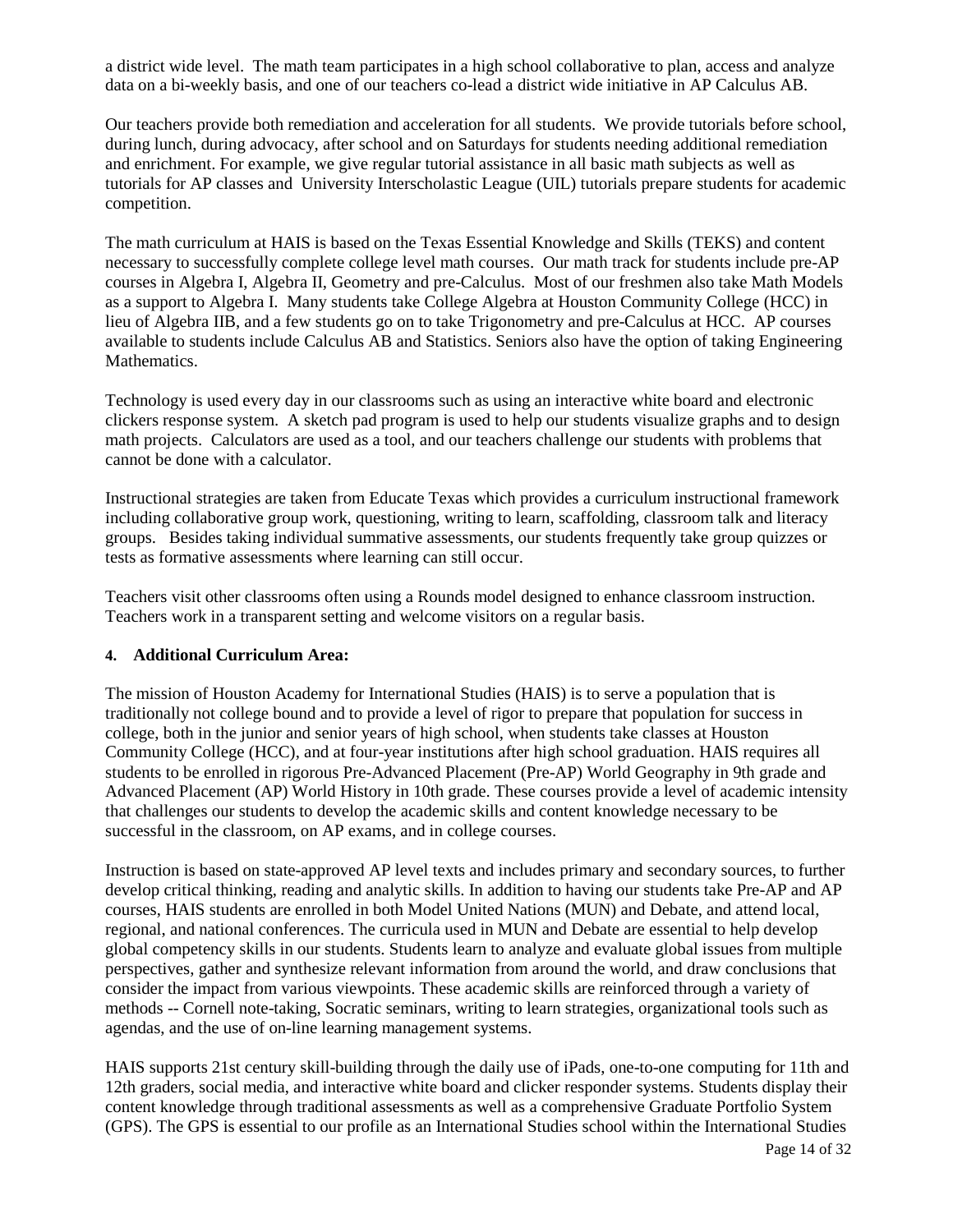a district wide level. The math team participates in a high school collaborative to plan, access and analyze data on a bi-weekly basis, and one of our teachers co-lead a district wide initiative in AP Calculus AB.

Our teachers provide both remediation and acceleration for all students. We provide tutorials before school, during lunch, during advocacy, after school and on Saturdays for students needing additional remediation and enrichment. For example, we give regular tutorial assistance in all basic math subjects as well as tutorials for AP classes and University Interscholastic League (UIL) tutorials prepare students for academic competition.

The math curriculum at HAIS is based on the Texas Essential Knowledge and Skills (TEKS) and content necessary to successfully complete college level math courses. Our math track for students include pre-AP courses in Algebra I, Algebra II, Geometry and pre-Calculus. Most of our freshmen also take Math Models as a support to Algebra I. Many students take College Algebra at Houston Community College (HCC) in lieu of Algebra IIB, and a few students go on to take Trigonometry and pre-Calculus at HCC. AP courses available to students include Calculus AB and Statistics. Seniors also have the option of taking Engineering Mathematics.

Technology is used every day in our classrooms such as using an interactive white board and electronic clickers response system. A sketch pad program is used to help our students visualize graphs and to design math projects. Calculators are used as a tool, and our teachers challenge our students with problems that cannot be done with a calculator.

Instructional strategies are taken from Educate Texas which provides a curriculum instructional framework including collaborative group work, questioning, writing to learn, scaffolding, classroom talk and literacy groups. Besides taking individual summative assessments, our students frequently take group quizzes or tests as formative assessments where learning can still occur.

Teachers visit other classrooms often using a Rounds model designed to enhance classroom instruction. Teachers work in a transparent setting and welcome visitors on a regular basis.

**4. Additional Curriculum Area:**

The mission of Houston Academy for International Studies (HAIS) is to serve a population that is traditionally not college bound and to provide a level of rigor to prepare that population for success in college, both in the junior and senior years of high school, when students take classes at Houston Community College (HCC), and at four-year institutions after high school graduation. HAIS requires all students to be enrolled in rigorous Pre-Advanced Placement (Pre-AP) World Geography in 9th grade and Advanced Placement (AP) World History in 10th grade. These courses provide a level of academic intensity that challenges our students to develop the academic skills and content knowledge necessary to be successful in the classroom, on AP exams, and in college courses.

Instruction is based on state-approved AP level texts and includes primary and secondary sources, to further develop critical thinking, reading and analytic skills. In addition to having our students take Pre-AP and AP courses, HAIS students are enrolled in both Model United Nations (MUN) and Debate, and attend local, regional, and national conferences. The curricula used in MUN and Debate are essential to help develop global competency skills in our students. Students learn to analyze and evaluate global issues from multiple perspectives, gather and synthesize relevant information from around the world, and draw conclusions that consider the impact from various viewpoints. These academic skills are reinforced through a variety of methods -- Cornell note-taking, Socratic seminars, writing to learn strategies, organizational tools such as agendas, and the use of on-line learning management systems.

HAIS supports 21st century skill-building through the daily use of iPads, one-to-one computing for 11th and 12th graders, social media, and interactive white board and clicker responder systems. Students display their content knowledge through traditional assessments as well as a comprehensive Graduate Portfolio System (GPS). The GPS is essential to our profile as an International Studies school within the International Studies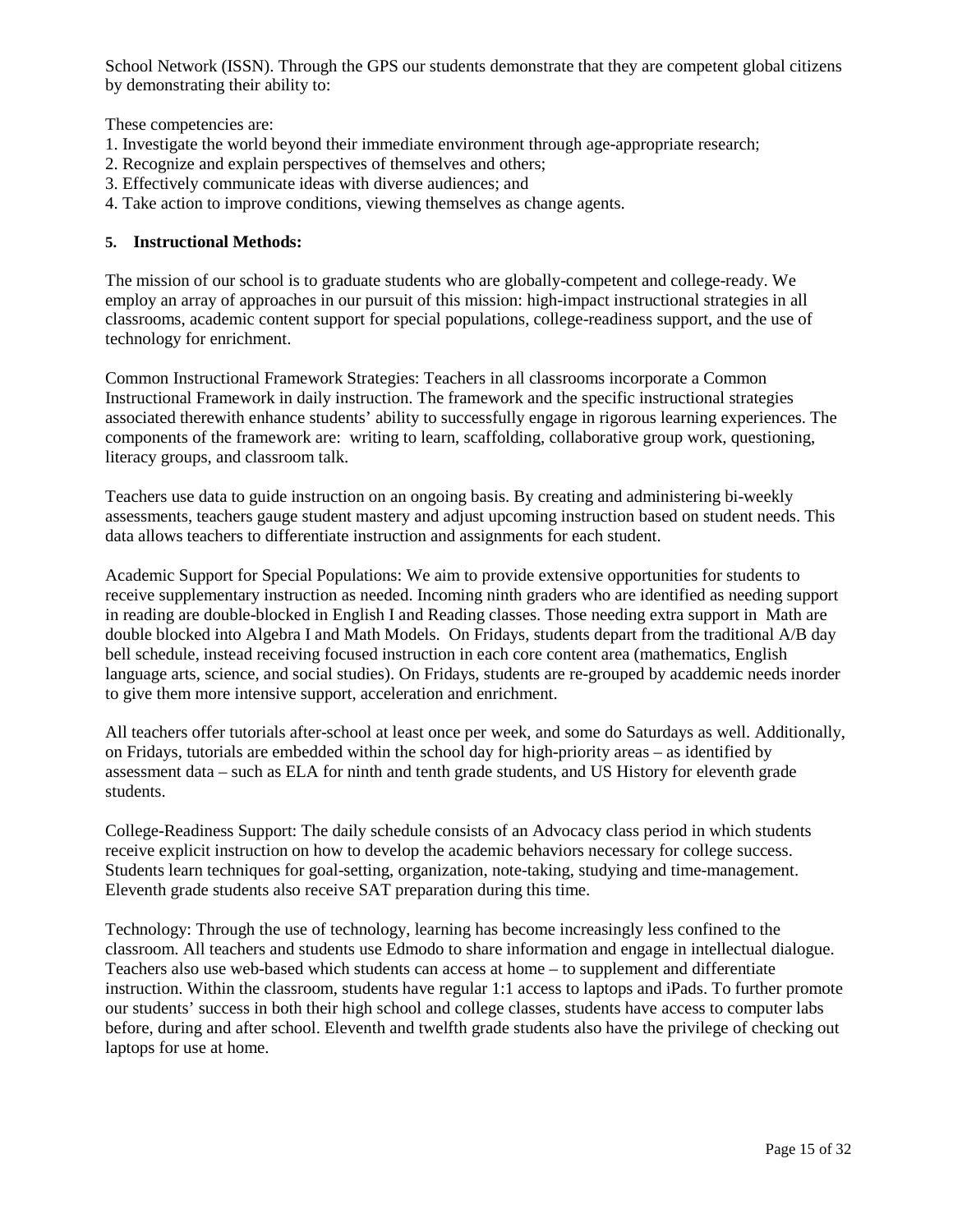School Network (ISSN). Through the GPS our students demonstrate that they are competent global citizens by demonstrating their ability to:

These competencies are:
1. Investigate the world beyond their immediate environment through age-appropriate research;
2. Recognize and explain perspectives of themselves and others;
3. Effectively communicate ideas with diverse audiences; and
4. Take action to improve conditions, viewing themselves as change agents.

**5. Instructional Methods:**

The mission of our school is to graduate students who are globally-competent and college-ready. We employ an array of approaches in our pursuit of this mission: high-impact instructional strategies in all classrooms, academic content support for special populations, college-readiness support, and the use of technology for enrichment.

Common Instructional Framework Strategies: Teachers in all classrooms incorporate a Common Instructional Framework in daily instruction. The framework and the specific instructional strategies associated therewith enhance students' ability to successfully engage in rigorous learning experiences. The components of the framework are: writing to learn, scaffolding, collaborative group work, questioning, literacy groups, and classroom talk.

Teachers use data to guide instruction on an ongoing basis. By creating and administering bi-weekly assessments, teachers gauge student mastery and adjust upcoming instruction based on student needs. This data allows teachers to differentiate instruction and assignments for each student.

Academic Support for Special Populations: We aim to provide extensive opportunities for students to receive supplementary instruction as needed. Incoming ninth graders who are identified as needing support in reading are double-blocked in English I and Reading classes. Those needing extra support in Math are double blocked into Algebra I and Math Models. On Fridays, students depart from the traditional A/B day bell schedule, instead receiving focused instruction in each core content area (mathematics, English language arts, science, and social studies). On Fridays, students are re-grouped by acaddemic needs inorder to give them more intensive support, acceleration and enrichment.

All teachers offer tutorials after-school at least once per week, and some do Saturdays as well. Additionally, on Fridays, tutorials are embedded within the school day for high-priority areas – as identified by assessment data – such as ELA for ninth and tenth grade students, and US History for eleventh grade students.

College-Readiness Support: The daily schedule consists of an Advocacy class period in which students receive explicit instruction on how to develop the academic behaviors necessary for college success. Students learn techniques for goal-setting, organization, note-taking, studying and time-management. Eleventh grade students also receive SAT preparation during this time.

Technology: Through the use of technology, learning has become increasingly less confined to the classroom. All teachers and students use Edmodo to share information and engage in intellectual dialogue. Teachers also use web-based which students can access at home – to supplement and differentiate instruction. Within the classroom, students have regular 1:1 access to laptops and iPads. To further promote our students' success in both their high school and college classes, students have access to computer labs before, during and after school. Eleventh and twelfth grade students also have the privilege of checking out laptops for use at home.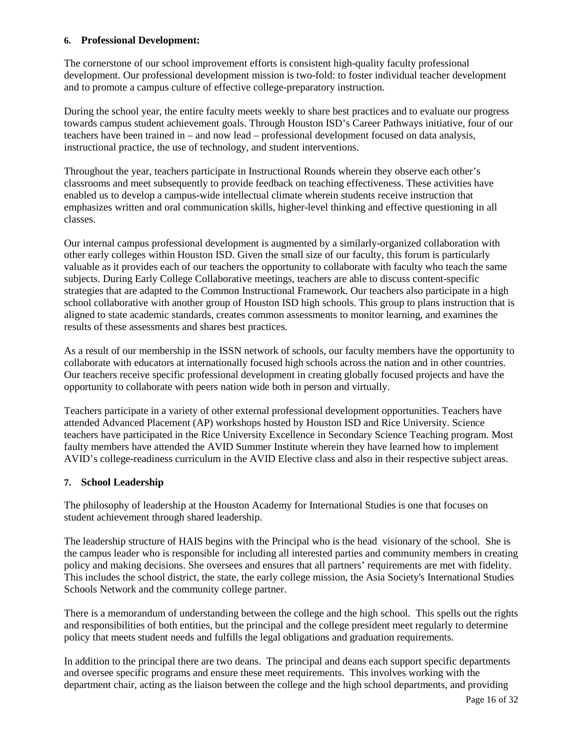**6. Professional Development:**

The cornerstone of our school improvement efforts is consistent high-quality faculty professional development. Our professional development mission is two-fold: to foster individual teacher development and to promote a campus culture of effective college-preparatory instruction.

During the school year, the entire faculty meets weekly to share best practices and to evaluate our progress towards campus student achievement goals. Through Houston ISD's Career Pathways initiative, four of our teachers have been trained in – and now lead – professional development focused on data analysis, instructional practice, the use of technology, and student interventions.

Throughout the year, teachers participate in Instructional Rounds wherein they observe each other's classrooms and meet subsequently to provide feedback on teaching effectiveness. These activities have enabled us to develop a campus-wide intellectual climate wherein students receive instruction that emphasizes written and oral communication skills, higher-level thinking and effective questioning in all classes.

Our internal campus professional development is augmented by a similarly-organized collaboration with other early colleges within Houston ISD. Given the small size of our faculty, this forum is particularly valuable as it provides each of our teachers the opportunity to collaborate with faculty who teach the same subjects. During Early College Collaborative meetings, teachers are able to discuss content-specific strategies that are adapted to the Common Instructional Framework. Our teachers also participate in a high school collaborative with another group of Houston ISD high schools. This group to plans instruction that is aligned to state academic standards, creates common assessments to monitor learning, and examines the results of these assessments and shares best practices.

As a result of our membership in the ISSN network of schools, our faculty members have the opportunity to collaborate with educators at internationally focused high schools across the nation and in other countries. Our teachers receive specific professional development in creating globally focused projects and have the opportunity to collaborate with peers nation wide both in person and virtually.

Teachers participate in a variety of other external professional development opportunities. Teachers have attended Advanced Placement (AP) workshops hosted by Houston ISD and Rice University. Science teachers have participated in the Rice University Excellence in Secondary Science Teaching program. Most faulty members have attended the AVID Summer Institute wherein they have learned how to implement AVID's college-readiness curriculum in the AVID Elective class and also in their respective subject areas.

**7. School Leadership**

The philosophy of leadership at the Houston Academy for International Studies is one that focuses on student achievement through shared leadership.

The leadership structure of HAIS begins with the Principal who is the head visionary of the school. She is the campus leader who is responsible for including all interested parties and community members in creating policy and making decisions. She oversees and ensures that all partners' requirements are met with fidelity. This includes the school district, the state, the early college mission, the Asia Society's International Studies Schools Network and the community college partner.

There is a memorandum of understanding between the college and the high school. This spells out the rights and responsibilities of both entities, but the principal and the college president meet regularly to determine policy that meets student needs and fulfills the legal obligations and graduation requirements.

In addition to the principal there are two deans. The principal and deans each support specific departments and oversee specific programs and ensure these meet requirements. This involves working with the department chair, acting as the liaison between the college and the high school departments, and providing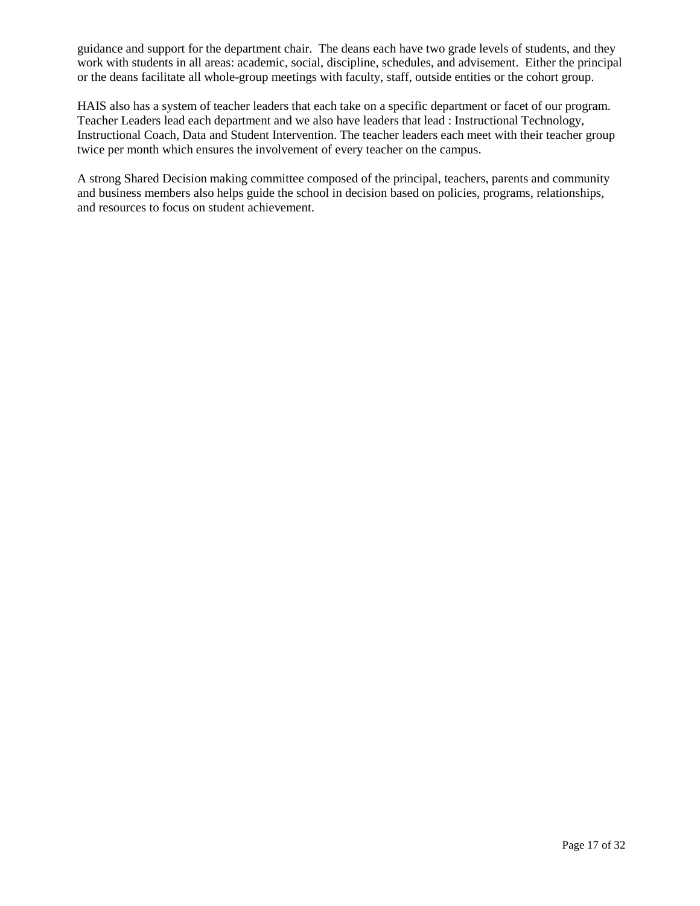guidance and support for the department chair. The deans each have two grade levels of students, and they work with students in all areas: academic, social, discipline, schedules, and advisement. Either the principal or the deans facilitate all whole-group meetings with faculty, staff, outside entities or the cohort group.

HAIS also has a system of teacher leaders that each take on a specific department or facet of our program. Teacher Leaders lead each department and we also have leaders that lead : Instructional Technology, Instructional Coach, Data and Student Intervention. The teacher leaders each meet with their teacher group twice per month which ensures the involvement of every teacher on the campus.

A strong Shared Decision making committee composed of the principal, teachers, parents and community and business members also helps guide the school in decision based on policies, programs, relationships, and resources to focus on student achievement.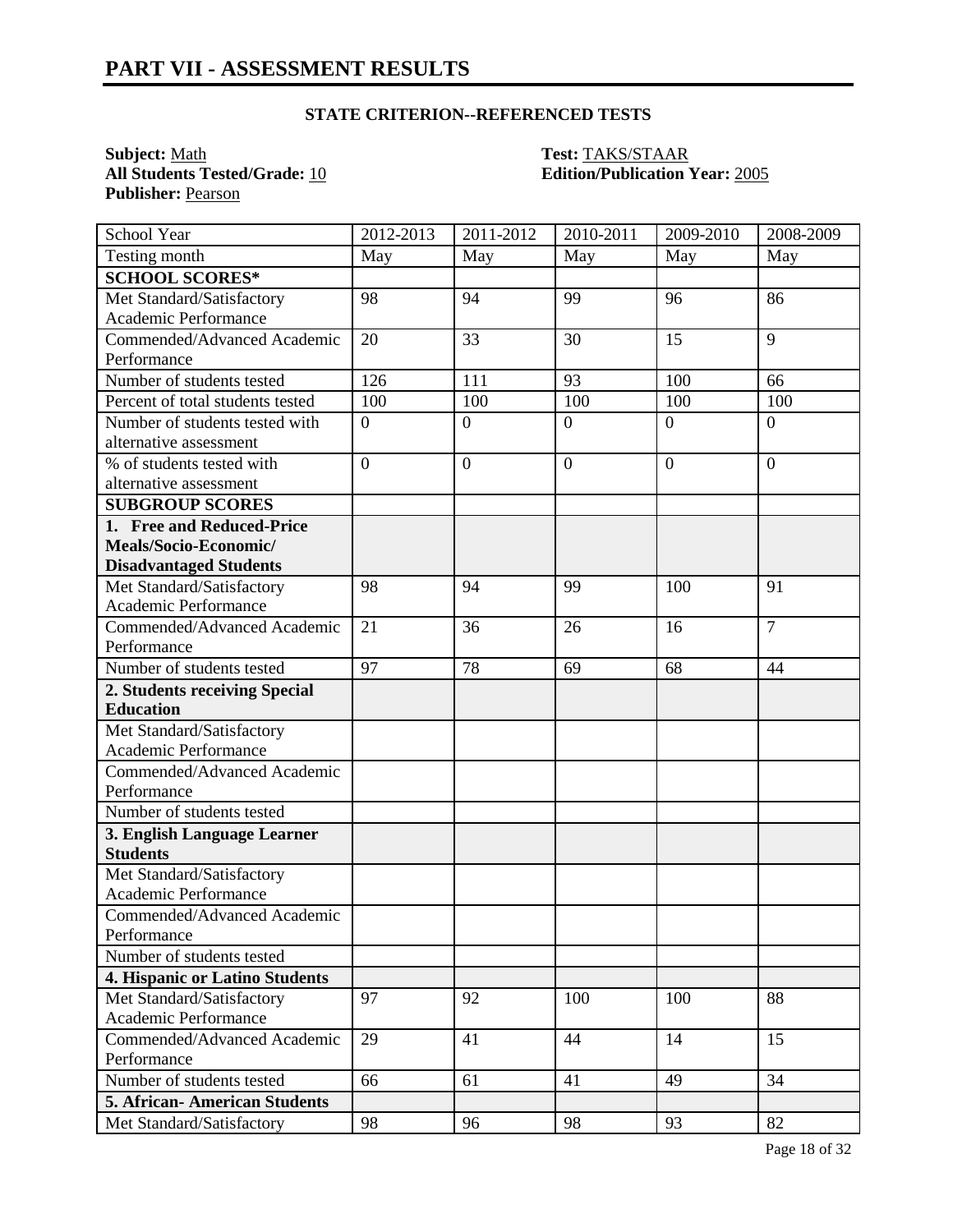# PART VII - ASSESSMENT RESULTS

**STATE CRITERION--REFERENCED TESTS**

**Subject:** Math
**All Students Tested/Grade:** 10
**Publisher:** Pearson
**Test:** TAKS/STAAR
**Edition/Publication Year:** 2005

| School Year | 2012-2013 | 2011-2012 | 2010-2011 | 2009-2010 | 2008-2009 |
|---|---|---|---|---|---|
| Testing month | May | May | May | May | May |
| **SCHOOL SCORES*** | | | | | |
| Met Standard/Satisfactory Academic Performance | 98 | 94 | 99 | 96 | 86 |
| Commended/Advanced Academic Performance | 20 | 33 | 30 | 15 | 9 |
| Number of students tested | 126 | 111 | 93 | 100 | 66 |
| Percent of total students tested | 100 | 100 | 100 | 100 | 100 |
| Number of students tested with alternative assessment | 0 | 0 | 0 | 0 | 0 |
| % of students tested with alternative assessment | 0 | 0 | 0 | 0 | 0 |
| **SUBGROUP SCORES** | | | | | |
| **1. Free and Reduced-Price Meals/Socio-Economic/ Disadvantaged Students** | | | | | |
| Met Standard/Satisfactory Academic Performance | 98 | 94 | 99 | 100 | 91 |
| Commended/Advanced Academic Performance | 21 | 36 | 26 | 16 | 7 |
| Number of students tested | 97 | 78 | 69 | 68 | 44 |
| **2. Students receiving Special Education** | | | | | |
| Met Standard/Satisfactory Academic Performance | | | | | |
| Commended/Advanced Academic Performance | | | | | |
| Number of students tested | | | | | |
| **3. English Language Learner Students** | | | | | |
| Met Standard/Satisfactory Academic Performance | | | | | |
| Commended/Advanced Academic Performance | | | | | |
| Number of students tested | | | | | |
| **4. Hispanic or Latino Students** | | | | | |
| Met Standard/Satisfactory Academic Performance | 97 | 92 | 100 | 100 | 88 |
| Commended/Advanced Academic Performance | 29 | 41 | 44 | 14 | 15 |
| Number of students tested | 66 | 61 | 41 | 49 | 34 |
| **5. African- American Students** | | | | | |
| Met Standard/Satisfactory | 98 | 96 | 98 | 93 | 82 |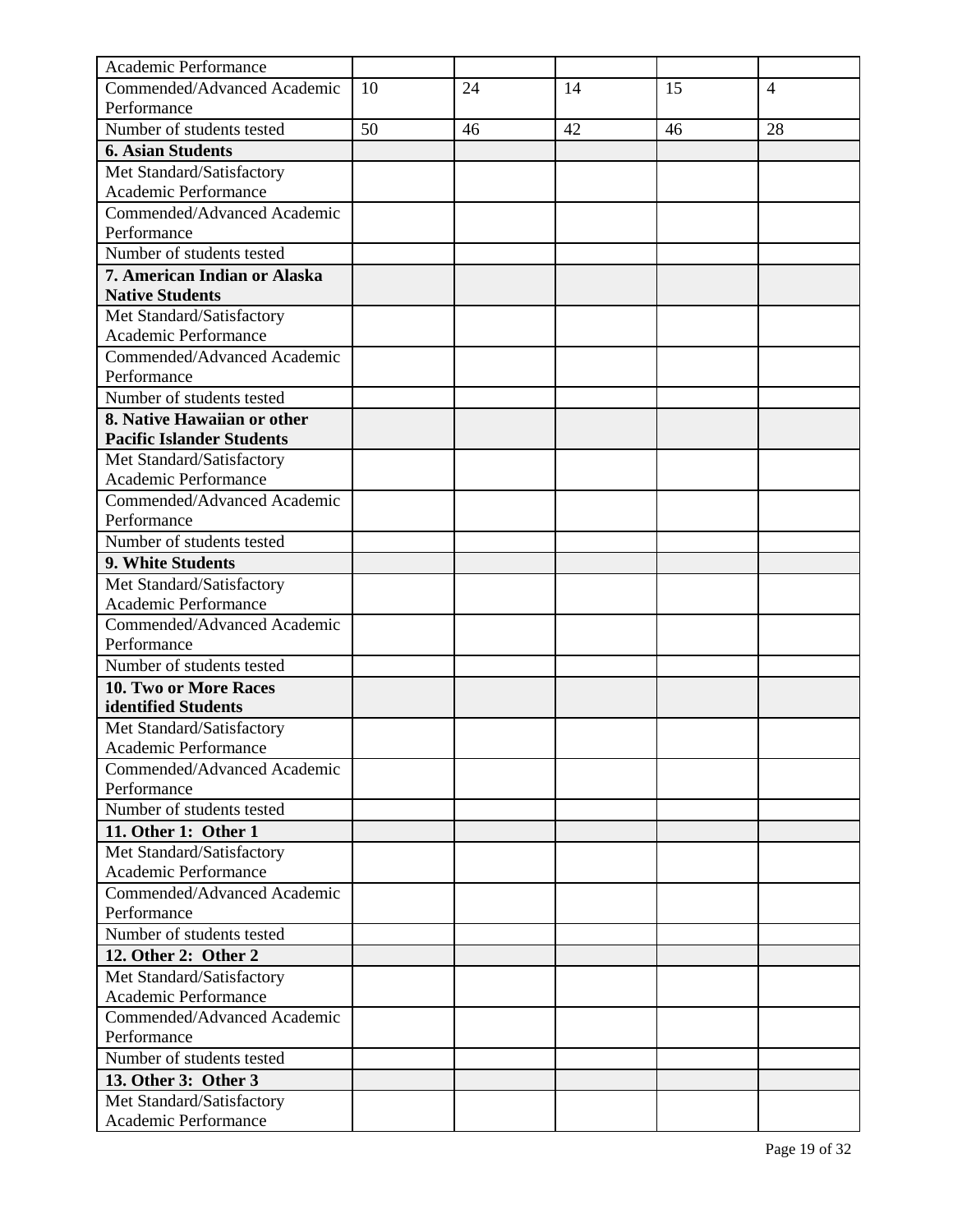| Academic Performance | | | | | |
|---|---|---|---|---|---|
| Commended/Advanced Academic Performance | 10 | 24 | 14 | 15 | 4 |
| Number of students tested | 50 | 46 | 42 | 46 | 28 |
| **6. Asian Students** | | | | | |
| Met Standard/Satisfactory Academic Performance | | | | | |
| Commended/Advanced Academic Performance | | | | | |
| Number of students tested | | | | | |
| **7. American Indian or Alaska Native Students** | | | | | |
| Met Standard/Satisfactory Academic Performance | | | | | |
| Commended/Advanced Academic Performance | | | | | |
| Number of students tested | | | | | |
| **8. Native Hawaiian or other Pacific Islander Students** | | | | | |
| Met Standard/Satisfactory Academic Performance | | | | | |
| Commended/Advanced Academic Performance | | | | | |
| Number of students tested | | | | | |
| **9. White Students** | | | | | |
| Met Standard/Satisfactory Academic Performance | | | | | |
| Commended/Advanced Academic Performance | | | | | |
| Number of students tested | | | | | |
| **10. Two or More Races identified Students** | | | | | |
| Met Standard/Satisfactory Academic Performance | | | | | |
| Commended/Advanced Academic Performance | | | | | |
| Number of students tested | | | | | |
| **11. Other 1: Other 1** | | | | | |
| Met Standard/Satisfactory Academic Performance | | | | | |
| Commended/Advanced Academic Performance | | | | | |
| Number of students tested | | | | | |
| **12. Other 2: Other 2** | | | | | |
| Met Standard/Satisfactory Academic Performance | | | | | |
| Commended/Advanced Academic Performance | | | | | |
| Number of students tested | | | | | |
| **13. Other 3: Other 3** | | | | | |
| Met Standard/Satisfactory Academic Performance | | | | | |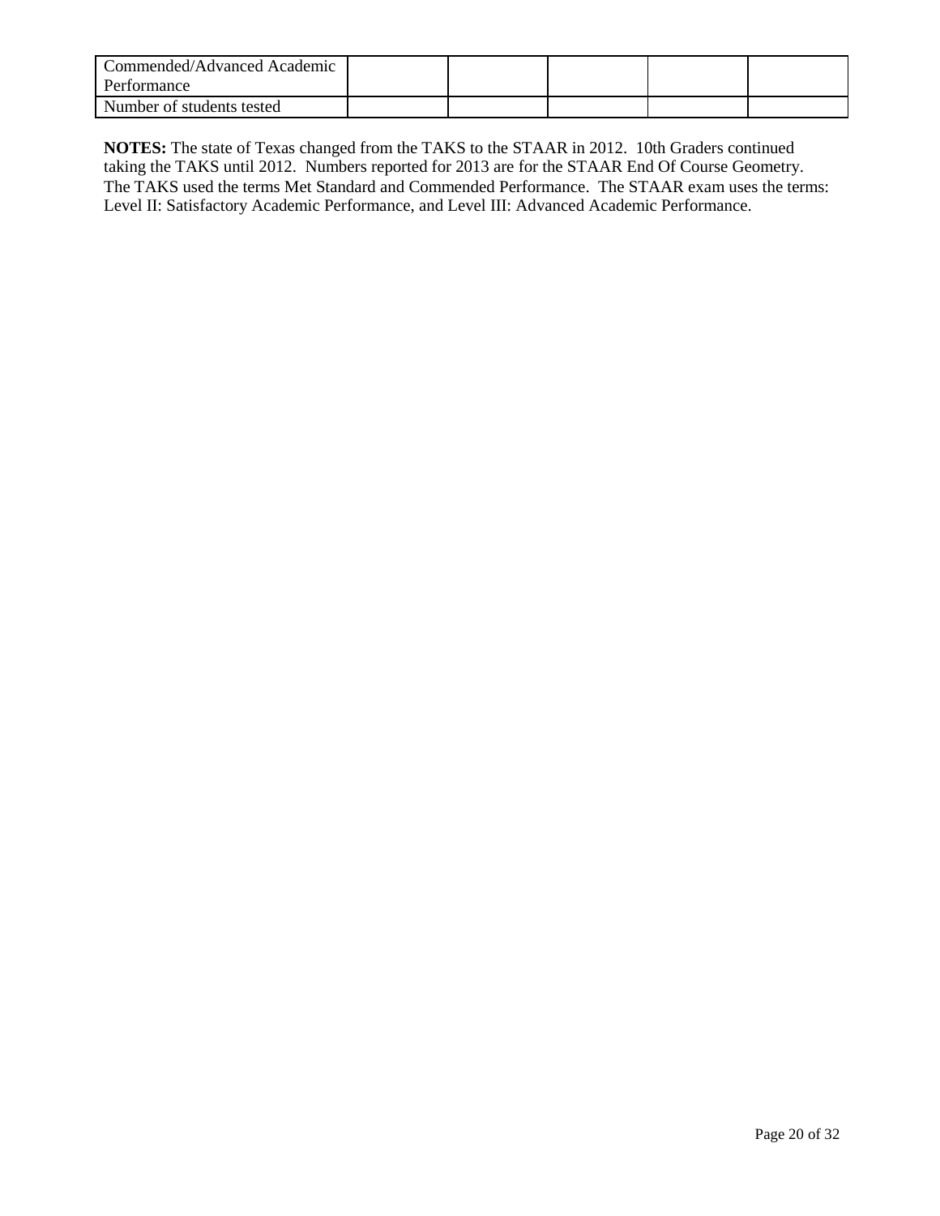| Commended/Advanced Academic Performance | | | | | |
|---|---|---|---|---|---|
| Number of students tested | | | | | |

**NOTES:** The state of Texas changed from the TAKS to the STAAR in 2012. 10th Graders continued taking the TAKS until 2012. Numbers reported for 2013 are for the STAAR End Of Course Geometry. The TAKS used the terms Met Standard and Commended Performance. The STAAR exam uses the terms: Level II: Satisfactory Academic Performance, and Level III: Advanced Academic Performance.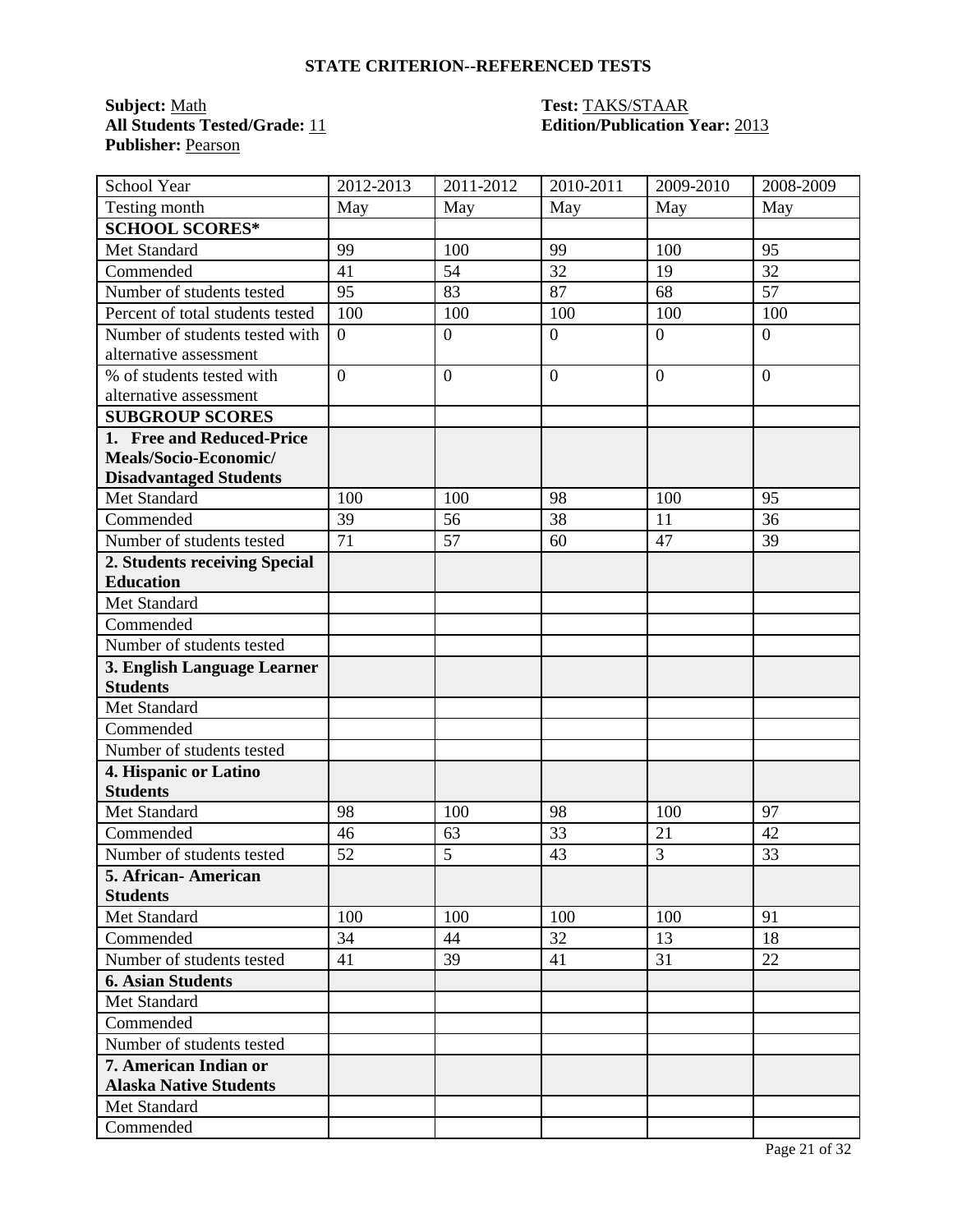## STATE CRITERION--REFERENCED TESTS

**Subject:** Math
**All Students Tested/Grade:** 11
**Publisher:** Pearson

**Test:** TAKS/STAAR
**Edition/Publication Year:** 2013

| School Year | 2012-2013 | 2011-2012 | 2010-2011 | 2009-2010 | 2008-2009 |
|---|---|---|---|---|---|
| Testing month | May | May | May | May | May |
| **SCHOOL SCORES*** | | | | | |
| Met Standard | 99 | 100 | 99 | 100 | 95 |
| Commended | 41 | 54 | 32 | 19 | 32 |
| Number of students tested | 95 | 83 | 87 | 68 | 57 |
| Percent of total students tested | 100 | 100 | 100 | 100 | 100 |
| Number of students tested with alternative assessment | 0 | 0 | 0 | 0 | 0 |
| % of students tested with alternative assessment | 0 | 0 | 0 | 0 | 0 |
| **SUBGROUP SCORES** | | | | | |
| **1. Free and Reduced-Price Meals/Socio-Economic/ Disadvantaged Students** | | | | | |
| Met Standard | 100 | 100 | 98 | 100 | 95 |
| Commended | 39 | 56 | 38 | 11 | 36 |
| Number of students tested | 71 | 57 | 60 | 47 | 39 |
| **2. Students receiving Special Education** | | | | | |
| Met Standard | | | | | |
| Commended | | | | | |
| Number of students tested | | | | | |
| **3. English Language Learner Students** | | | | | |
| Met Standard | | | | | |
| Commended | | | | | |
| Number of students tested | | | | | |
| **4. Hispanic or Latino Students** | | | | | |
| Met Standard | 98 | 100 | 98 | 100 | 97 |
| Commended | 46 | 63 | 33 | 21 | 42 |
| Number of students tested | 52 | 5 | 43 | 3 | 33 |
| **5. African- American Students** | | | | | |
| Met Standard | 100 | 100 | 100 | 100 | 91 |
| Commended | 34 | 44 | 32 | 13 | 18 |
| Number of students tested | 41 | 39 | 41 | 31 | 22 |
| **6. Asian Students** | | | | | |
| Met Standard | | | | | |
| Commended | | | | | |
| Number of students tested | | | | | |
| **7. American Indian or Alaska Native Students** | | | | | |
| Met Standard | | | | | |
| Commended | | | | | |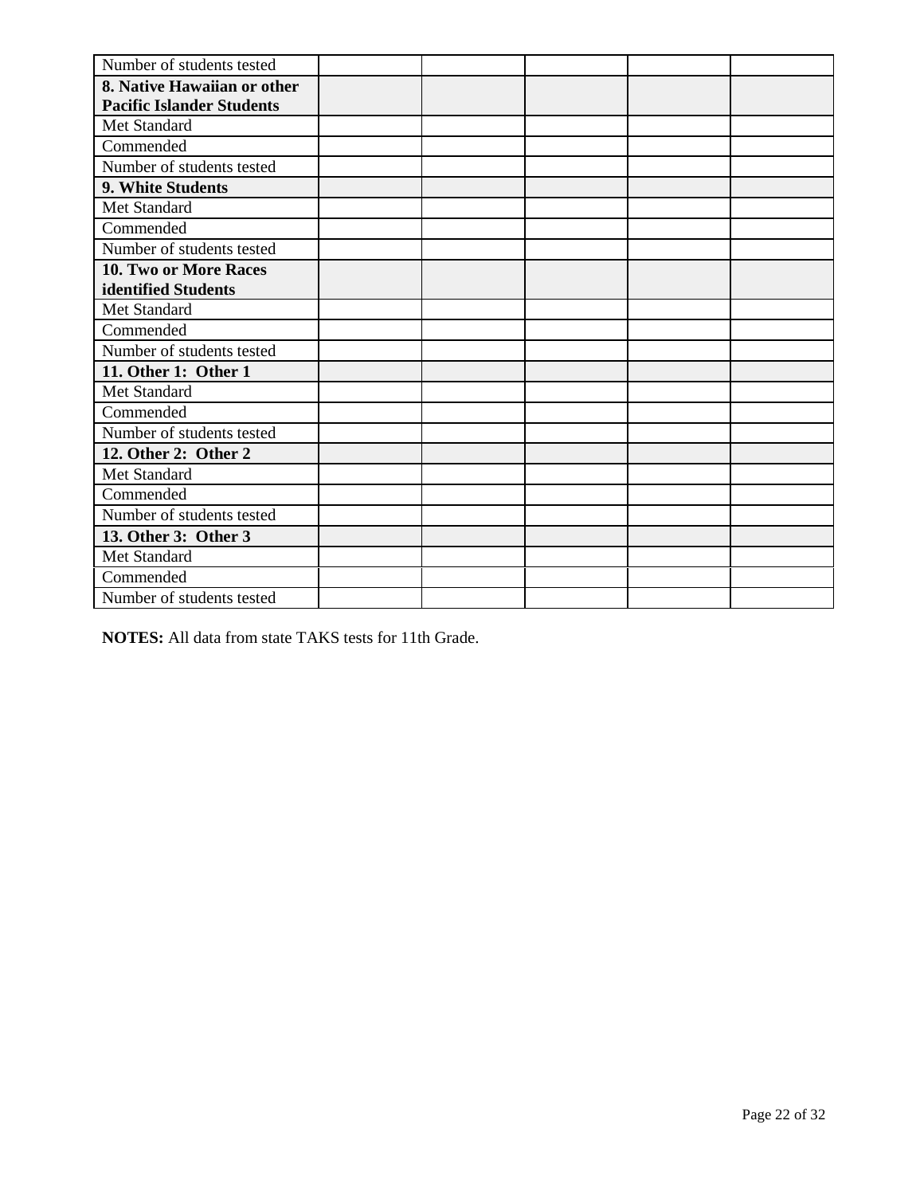| | | | | | |
|---|---|---|---|---|---|
| Number of students tested | | | | | |
| **8. Native Hawaiian or other Pacific Islander Students** | | | | | |
| Met Standard | | | | | |
| Commended | | | | | |
| Number of students tested | | | | | |
| **9. White Students** | | | | | |
| Met Standard | | | | | |
| Commended | | | | | |
| Number of students tested | | | | | |
| **10. Two or More Races identified Students** | | | | | |
| Met Standard | | | | | |
| Commended | | | | | |
| Number of students tested | | | | | |
| **11. Other 1: Other 1** | | | | | |
| Met Standard | | | | | |
| Commended | | | | | |
| Number of students tested | | | | | |
| **12. Other 2: Other 2** | | | | | |
| Met Standard | | | | | |
| Commended | | | | | |
| Number of students tested | | | | | |
| **13. Other 3: Other 3** | | | | | |
| Met Standard | | | | | |
| Commended | | | | | |
| Number of students tested | | | | | |

**NOTES:** All data from state TAKS tests for 11th Grade.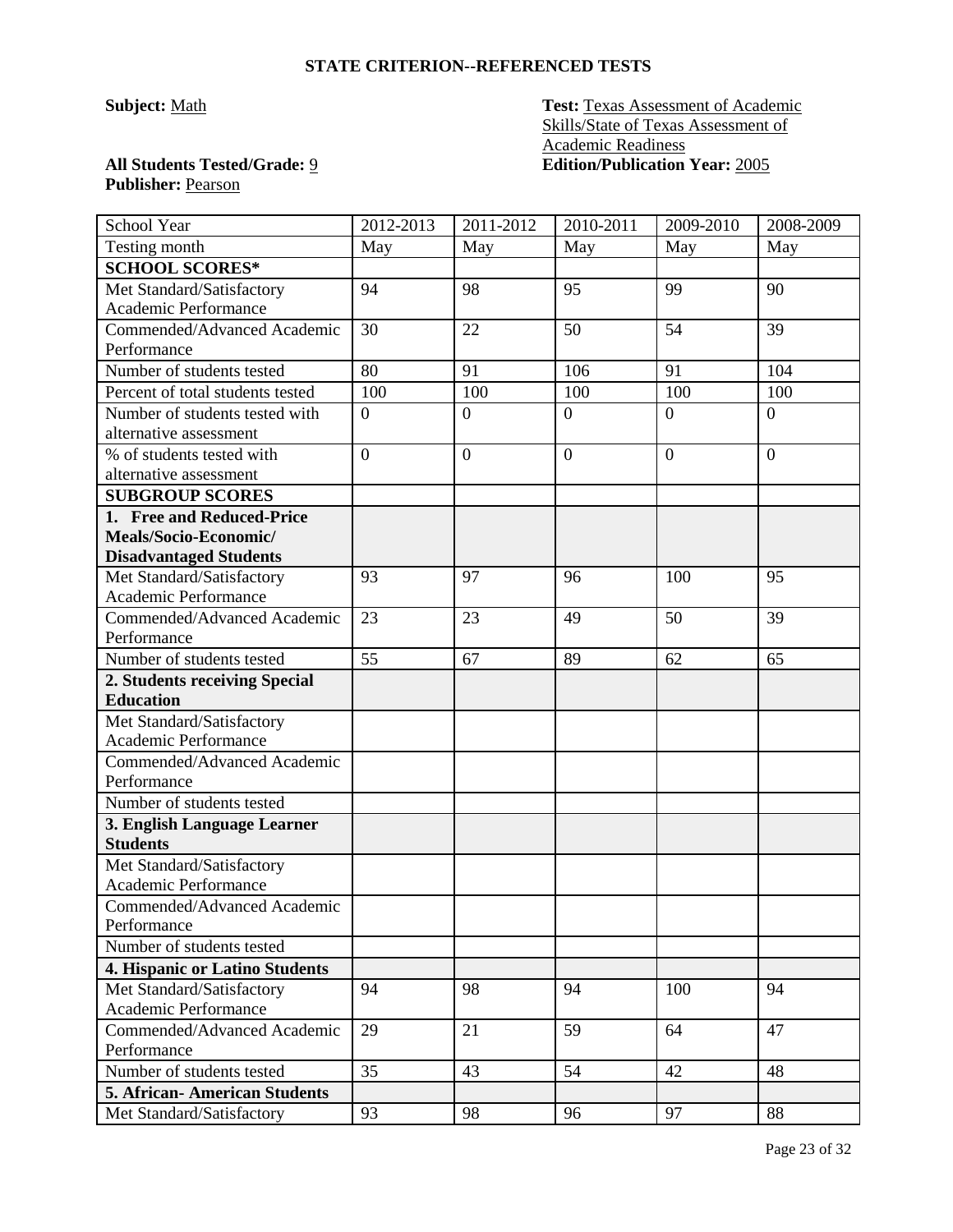### STATE CRITERION--REFERENCED TESTS

**Subject:** Math

**Test:** Texas Assessment of Academic Skills/State of Texas Assessment of Academic Readiness

**All Students Tested/Grade:** 9

**Edition/Publication Year:** 2005

**Publisher:** Pearson

| School Year | 2012-2013 | 2011-2012 | 2010-2011 | 2009-2010 | 2008-2009 |
|---|---|---|---|---|---|
| Testing month | May | May | May | May | May |
| **SCHOOL SCORES*** | | | | | |
| Met Standard/Satisfactory Academic Performance | 94 | 98 | 95 | 99 | 90 |
| Commended/Advanced Academic Performance | 30 | 22 | 50 | 54 | 39 |
| Number of students tested | 80 | 91 | 106 | 91 | 104 |
| Percent of total students tested | 100 | 100 | 100 | 100 | 100 |
| Number of students tested with alternative assessment | 0 | 0 | 0 | 0 | 0 |
| % of students tested with alternative assessment | 0 | 0 | 0 | 0 | 0 |
| **SUBGROUP SCORES** | | | | | |
| **1. Free and Reduced-Price Meals/Socio-Economic/ Disadvantaged Students** | | | | | |
| Met Standard/Satisfactory Academic Performance | 93 | 97 | 96 | 100 | 95 |
| Commended/Advanced Academic Performance | 23 | 23 | 49 | 50 | 39 |
| Number of students tested | 55 | 67 | 89 | 62 | 65 |
| **2. Students receiving Special Education** | | | | | |
| Met Standard/Satisfactory Academic Performance | | | | | |
| Commended/Advanced Academic Performance | | | | | |
| Number of students tested | | | | | |
| **3. English Language Learner Students** | | | | | |
| Met Standard/Satisfactory Academic Performance | | | | | |
| Commended/Advanced Academic Performance | | | | | |
| Number of students tested | | | | | |
| **4. Hispanic or Latino Students** | | | | | |
| Met Standard/Satisfactory Academic Performance | 94 | 98 | 94 | 100 | 94 |
| Commended/Advanced Academic Performance | 29 | 21 | 59 | 64 | 47 |
| Number of students tested | 35 | 43 | 54 | 42 | 48 |
| **5. African- American Students** | | | | | |
| Met Standard/Satisfactory | 93 | 98 | 96 | 97 | 88 |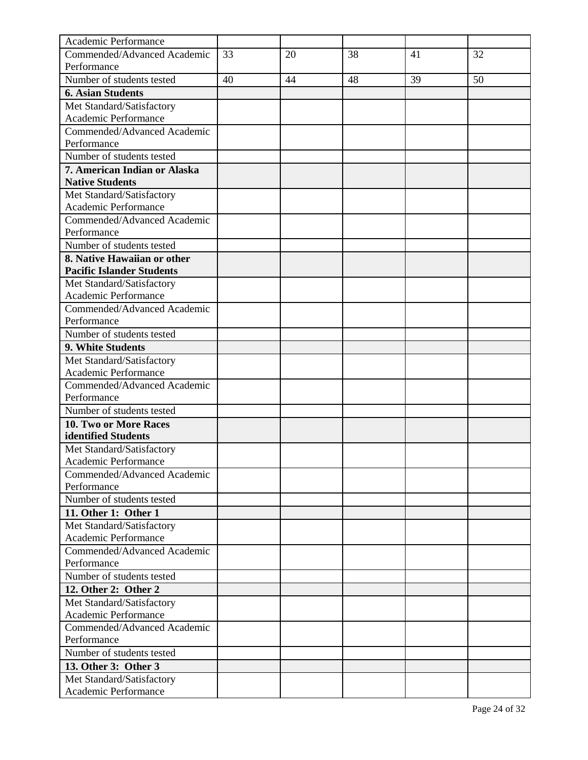| Academic Performance | | | | | |
|---|---|---|---|---|---|
| Commended/Advanced Academic Performance | 33 | 20 | 38 | 41 | 32 |
| Number of students tested | 40 | 44 | 48 | 39 | 50 |
| **6. Asian Students** | | | | | |
| Met Standard/Satisfactory Academic Performance | | | | | |
| Commended/Advanced Academic Performance | | | | | |
| Number of students tested | | | | | |
| **7. American Indian or Alaska Native Students** | | | | | |
| Met Standard/Satisfactory Academic Performance | | | | | |
| Commended/Advanced Academic Performance | | | | | |
| Number of students tested | | | | | |
| **8. Native Hawaiian or other Pacific Islander Students** | | | | | |
| Met Standard/Satisfactory Academic Performance | | | | | |
| Commended/Advanced Academic Performance | | | | | |
| Number of students tested | | | | | |
| **9. White Students** | | | | | |
| Met Standard/Satisfactory Academic Performance | | | | | |
| Commended/Advanced Academic Performance | | | | | |
| Number of students tested | | | | | |
| **10. Two or More Races identified Students** | | | | | |
| Met Standard/Satisfactory Academic Performance | | | | | |
| Commended/Advanced Academic Performance | | | | | |
| Number of students tested | | | | | |
| **11. Other 1: Other 1** | | | | | |
| Met Standard/Satisfactory Academic Performance | | | | | |
| Commended/Advanced Academic Performance | | | | | |
| Number of students tested | | | | | |
| **12. Other 2: Other 2** | | | | | |
| Met Standard/Satisfactory Academic Performance | | | | | |
| Commended/Advanced Academic Performance | | | | | |
| Number of students tested | | | | | |
| **13. Other 3: Other 3** | | | | | |
| Met Standard/Satisfactory Academic Performance | | | | | |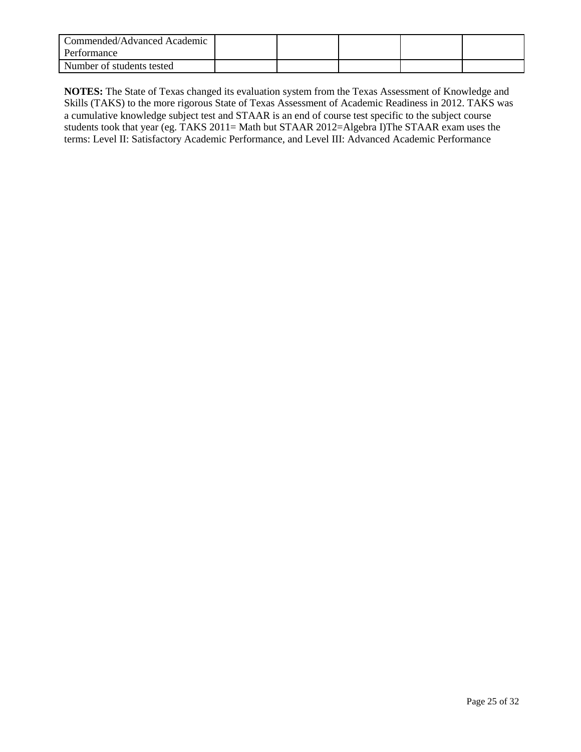| | | | | | |
|---|---|---|---|---|---|
| Commended/Advanced Academic Performance | | | | | |
| Number of students tested | | | | | |

**NOTES:** The State of Texas changed its evaluation system from the Texas Assessment of Knowledge and Skills (TAKS) to the more rigorous State of Texas Assessment of Academic Readiness in 2012. TAKS was a cumulative knowledge subject test and STAAR is an end of course test specific to the subject course students took that year (eg. TAKS 2011= Math but STAAR 2012=Algebra I)The STAAR exam uses the terms: Level II: Satisfactory Academic Performance, and Level III: Advanced Academic Performance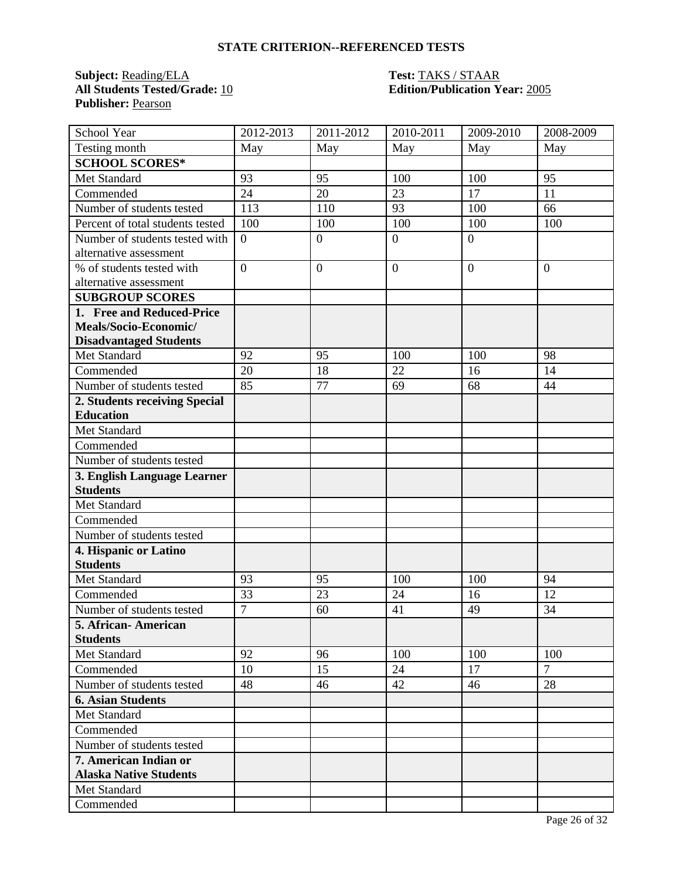## STATE CRITERION--REFERENCED TESTS

**Subject:** Reading/ELA
**All Students Tested/Grade:** 10
**Publisher:** Pearson

**Test:** TAKS / STAAR
**Edition/Publication Year:** 2005

| School Year | 2012-2013 | 2011-2012 | 2010-2011 | 2009-2010 | 2008-2009 |
|---|---|---|---|---|---|
| Testing month | May | May | May | May | May |
| **SCHOOL SCORES*** | | | | | |
| Met Standard | 93 | 95 | 100 | 100 | 95 |
| Commended | 24 | 20 | 23 | 17 | 11 |
| Number of students tested | 113 | 110 | 93 | 100 | 66 |
| Percent of total students tested | 100 | 100 | 100 | 100 | 100 |
| Number of students tested with alternative assessment | 0 | 0 | 0 | 0 | |
| % of students tested with alternative assessment | 0 | 0 | 0 | 0 | 0 |
| **SUBGROUP SCORES** | | | | | |
| **1. Free and Reduced-Price Meals/Socio-Economic/ Disadvantaged Students** | | | | | |
| Met Standard | 92 | 95 | 100 | 100 | 98 |
| Commended | 20 | 18 | 22 | 16 | 14 |
| Number of students tested | 85 | 77 | 69 | 68 | 44 |
| **2. Students receiving Special Education** | | | | | |
| Met Standard | | | | | |
| Commended | | | | | |
| Number of students tested | | | | | |
| **3. English Language Learner Students** | | | | | |
| Met Standard | | | | | |
| Commended | | | | | |
| Number of students tested | | | | | |
| **4. Hispanic or Latino Students** | | | | | |
| Met Standard | 93 | 95 | 100 | 100 | 94 |
| Commended | 33 | 23 | 24 | 16 | 12 |
| Number of students tested | 7 | 60 | 41 | 49 | 34 |
| **5. African- American Students** | | | | | |
| Met Standard | 92 | 96 | 100 | 100 | 100 |
| Commended | 10 | 15 | 24 | 17 | 7 |
| Number of students tested | 48 | 46 | 42 | 46 | 28 |
| **6. Asian Students** | | | | | |
| Met Standard | | | | | |
| Commended | | | | | |
| Number of students tested | | | | | |
| **7. American Indian or Alaska Native Students** | | | | | |
| Met Standard | | | | | |
| Commended | | | | | |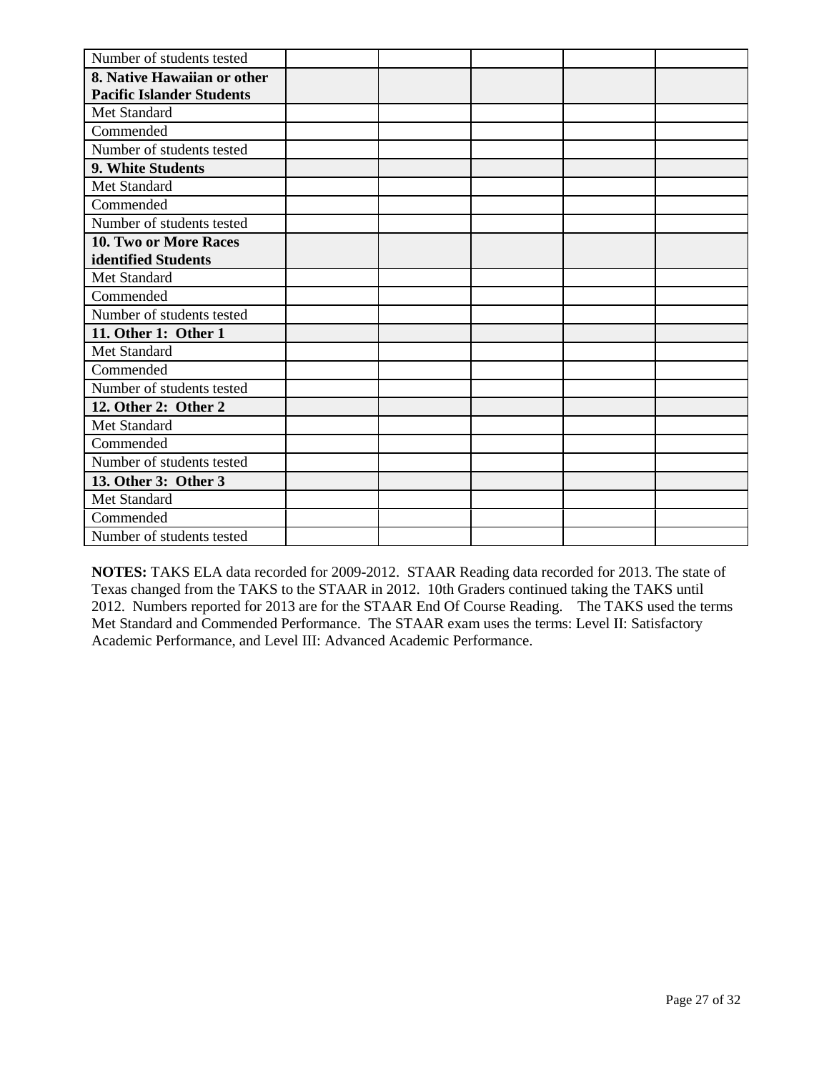| | | | | | |
|---|---|---|---|---|---|
| Number of students tested | | | | | |
| **8. Native Hawaiian or other Pacific Islander Students** | | | | | |
| Met Standard | | | | | |
| Commended | | | | | |
| Number of students tested | | | | | |
| **9. White Students** | | | | | |
| Met Standard | | | | | |
| Commended | | | | | |
| Number of students tested | | | | | |
| **10. Two or More Races identified Students** | | | | | |
| Met Standard | | | | | |
| Commended | | | | | |
| Number of students tested | | | | | |
| **11. Other 1: Other 1** | | | | | |
| Met Standard | | | | | |
| Commended | | | | | |
| Number of students tested | | | | | |
| **12. Other 2: Other 2** | | | | | |
| Met Standard | | | | | |
| Commended | | | | | |
| Number of students tested | | | | | |
| **13. Other 3: Other 3** | | | | | |
| Met Standard | | | | | |
| Commended | | | | | |
| Number of students tested | | | | | |

**NOTES:** TAKS ELA data recorded for 2009-2012. STAAR Reading data recorded for 2013. The state of Texas changed from the TAKS to the STAAR in 2012. 10th Graders continued taking the TAKS until 2012. Numbers reported for 2013 are for the STAAR End Of Course Reading. The TAKS used the terms Met Standard and Commended Performance. The STAAR exam uses the terms: Level II: Satisfactory Academic Performance, and Level III: Advanced Academic Performance.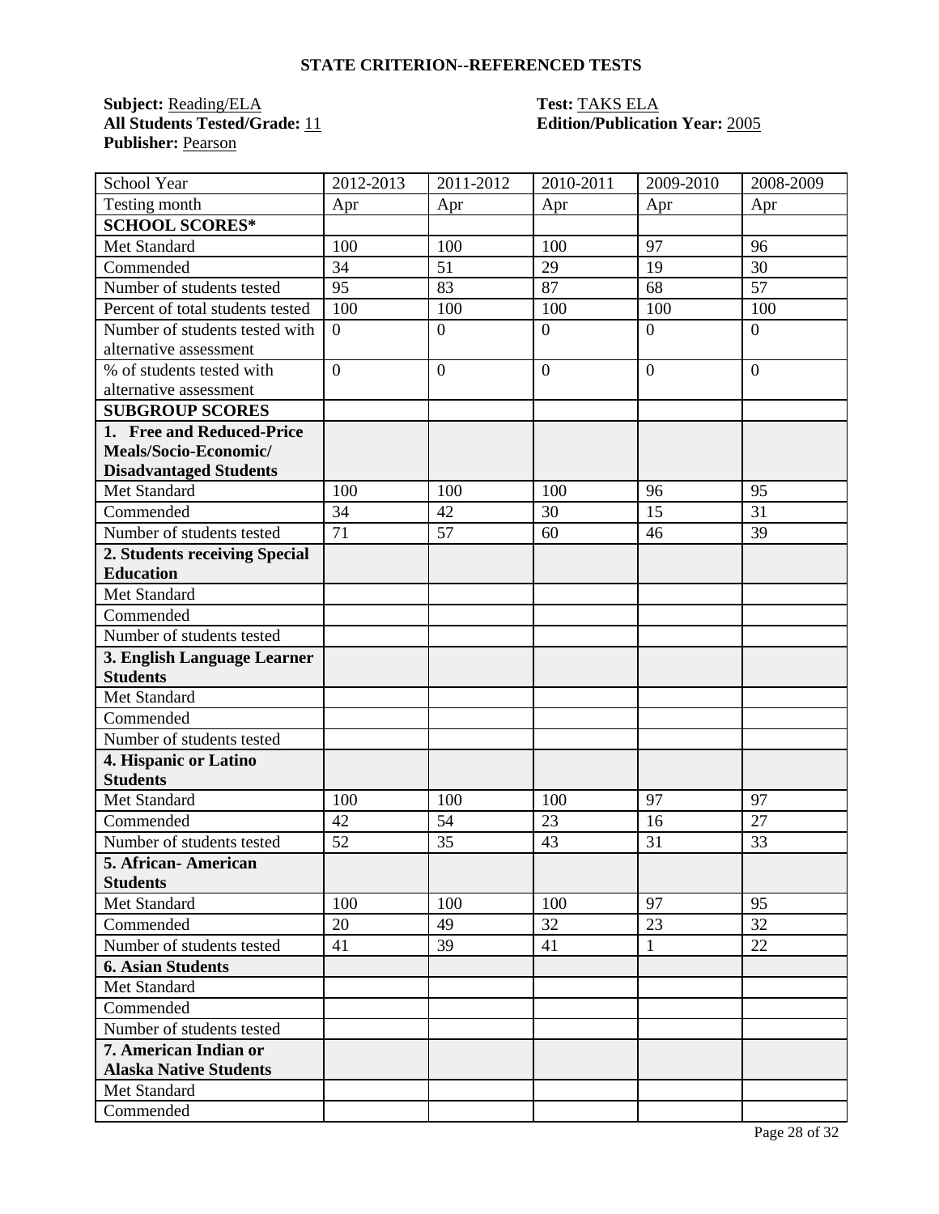## STATE CRITERION--REFERENCED TESTS

**Subject:** Reading/ELA
**All Students Tested/Grade:** 11
**Publisher:** Pearson

**Test:** TAKS ELA
**Edition/Publication Year:** 2005

| School Year | 2012-2013 | 2011-2012 | 2010-2011 | 2009-2010 | 2008-2009 |
|---|---|---|---|---|---|
| Testing month | Apr | Apr | Apr | Apr | Apr |
| **SCHOOL SCORES*** | | | | | |
| Met Standard | 100 | 100 | 100 | 97 | 96 |
| Commended | 34 | 51 | 29 | 19 | 30 |
| Number of students tested | 95 | 83 | 87 | 68 | 57 |
| Percent of total students tested | 100 | 100 | 100 | 100 | 100 |
| Number of students tested with alternative assessment | 0 | 0 | 0 | 0 | 0 |
| % of students tested with alternative assessment | 0 | 0 | 0 | 0 | 0 |
| **SUBGROUP SCORES** | | | | | |
| **1. Free and Reduced-Price Meals/Socio-Economic/ Disadvantaged Students** | | | | | |
| Met Standard | 100 | 100 | 100 | 96 | 95 |
| Commended | 34 | 42 | 30 | 15 | 31 |
| Number of students tested | 71 | 57 | 60 | 46 | 39 |
| **2. Students receiving Special Education** | | | | | |
| Met Standard | | | | | |
| Commended | | | | | |
| Number of students tested | | | | | |
| **3. English Language Learner Students** | | | | | |
| Met Standard | | | | | |
| Commended | | | | | |
| Number of students tested | | | | | |
| **4. Hispanic or Latino Students** | | | | | |
| Met Standard | 100 | 100 | 100 | 97 | 97 |
| Commended | 42 | 54 | 23 | 16 | 27 |
| Number of students tested | 52 | 35 | 43 | 31 | 33 |
| **5. African- American Students** | | | | | |
| Met Standard | 100 | 100 | 100 | 97 | 95 |
| Commended | 20 | 49 | 32 | 23 | 32 |
| Number of students tested | 41 | 39 | 41 | 1 | 22 |
| **6. Asian Students** | | | | | |
| Met Standard | | | | | |
| Commended | | | | | |
| Number of students tested | | | | | |
| **7. American Indian or Alaska Native Students** | | | | | |
| Met Standard | | | | | |
| Commended | | | | | |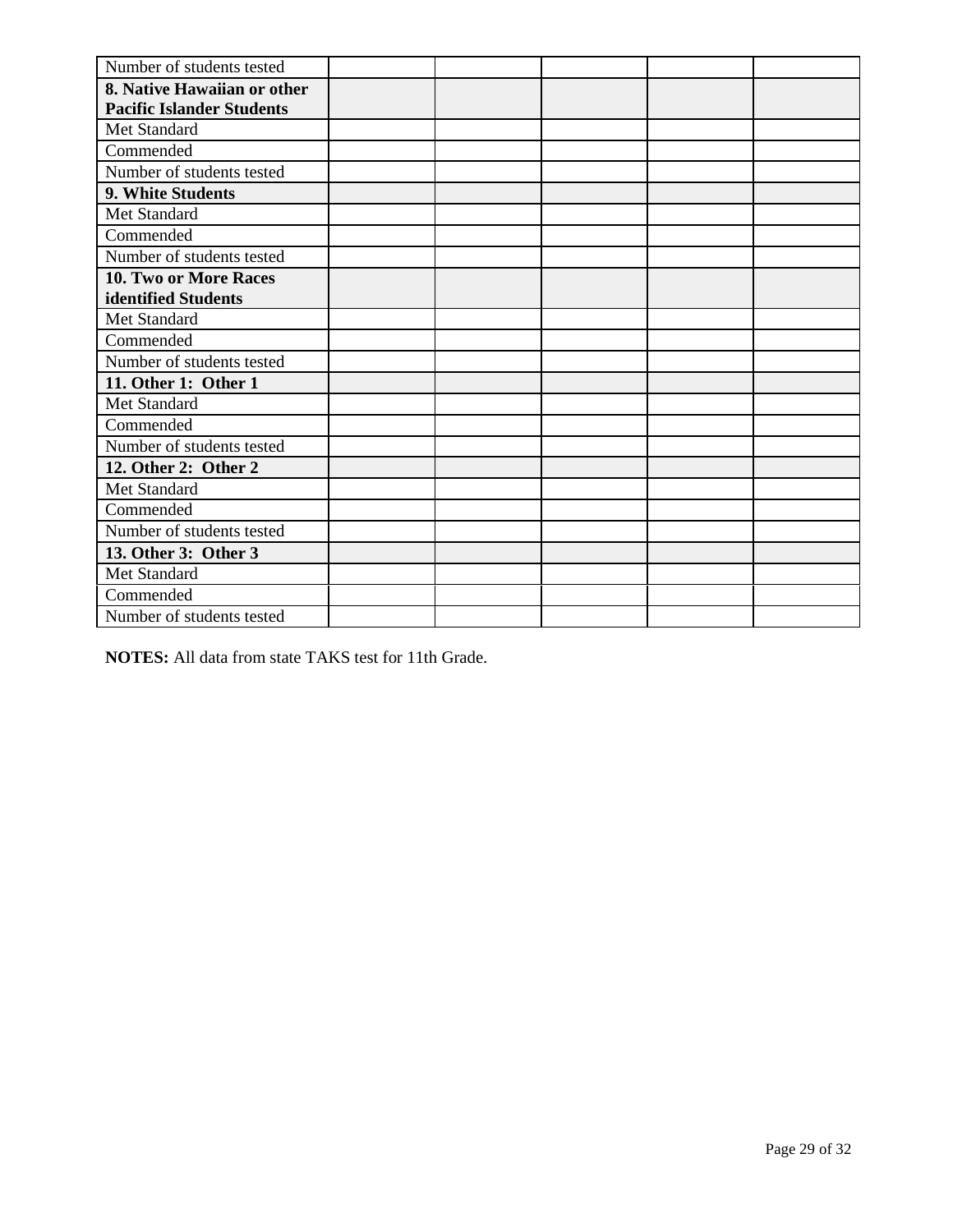| | | | | | |
|---|---|---|---|---|---|
| Number of students tested | | | | | |
| **8. Native Hawaiian or other Pacific Islander Students** | | | | | |
| Met Standard | | | | | |
| Commended | | | | | |
| Number of students tested | | | | | |
| **9. White Students** | | | | | |
| Met Standard | | | | | |
| Commended | | | | | |
| Number of students tested | | | | | |
| **10. Two or More Races identified Students** | | | | | |
| Met Standard | | | | | |
| Commended | | | | | |
| Number of students tested | | | | | |
| **11. Other 1: Other 1** | | | | | |
| Met Standard | | | | | |
| Commended | | | | | |
| Number of students tested | | | | | |
| **12. Other 2: Other 2** | | | | | |
| Met Standard | | | | | |
| Commended | | | | | |
| Number of students tested | | | | | |
| **13. Other 3: Other 3** | | | | | |
| Met Standard | | | | | |
| Commended | | | | | |
| Number of students tested | | | | | |

**NOTES:** All data from state TAKS test for 11th Grade.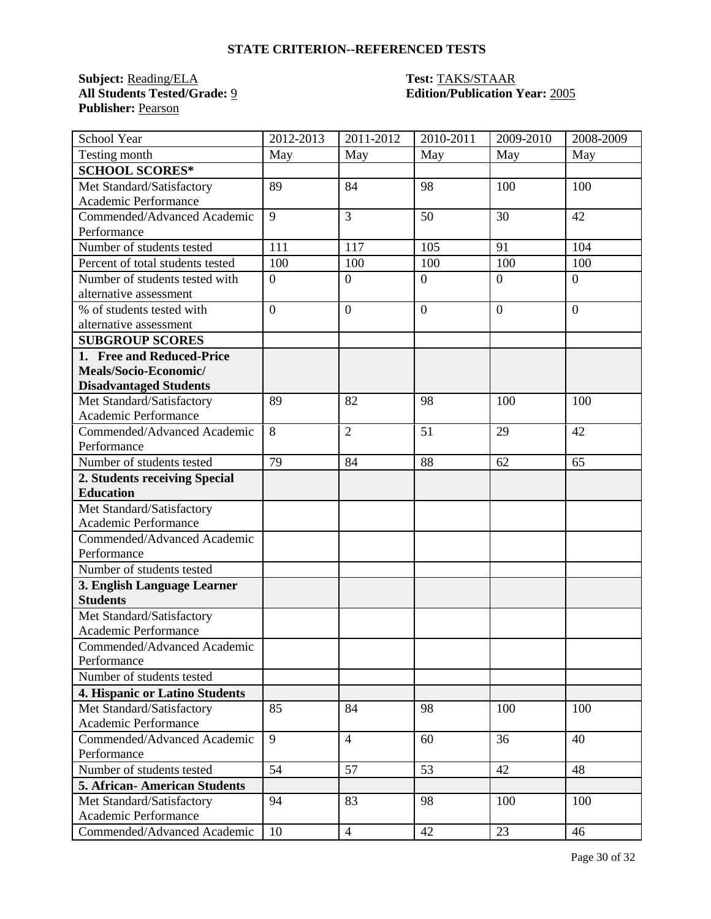## STATE CRITERION--REFERENCED TESTS

**Subject:** Reading/ELA
**All Students Tested/Grade:** 9
**Publisher:** Pearson

**Test:** TAKS/STAAR
**Edition/Publication Year:** 2005

| School Year | 2012-2013 | 2011-2012 | 2010-2011 | 2009-2010 | 2008-2009 |
|---|---|---|---|---|---|
| Testing month | May | May | May | May | May |
| **SCHOOL SCORES*** | | | | | |
| Met Standard/Satisfactory Academic Performance | 89 | 84 | 98 | 100 | 100 |
| Commended/Advanced Academic Performance | 9 | 3 | 50 | 30 | 42 |
| Number of students tested | 111 | 117 | 105 | 91 | 104 |
| Percent of total students tested | 100 | 100 | 100 | 100 | 100 |
| Number of students tested with alternative assessment | 0 | 0 | 0 | 0 | 0 |
| % of students tested with alternative assessment | 0 | 0 | 0 | 0 | 0 |
| **SUBGROUP SCORES** | | | | | |
| **1. Free and Reduced-Price Meals/Socio-Economic/ Disadvantaged Students** | | | | | |
| Met Standard/Satisfactory Academic Performance | 89 | 82 | 98 | 100 | 100 |
| Commended/Advanced Academic Performance | 8 | 2 | 51 | 29 | 42 |
| Number of students tested | 79 | 84 | 88 | 62 | 65 |
| **2. Students receiving Special Education** | | | | | |
| Met Standard/Satisfactory Academic Performance | | | | | |
| Commended/Advanced Academic Performance | | | | | |
| Number of students tested | | | | | |
| **3. English Language Learner Students** | | | | | |
| Met Standard/Satisfactory Academic Performance | | | | | |
| Commended/Advanced Academic Performance | | | | | |
| Number of students tested | | | | | |
| **4. Hispanic or Latino Students** | | | | | |
| Met Standard/Satisfactory Academic Performance | 85 | 84 | 98 | 100 | 100 |
| Commended/Advanced Academic Performance | 9 | 4 | 60 | 36 | 40 |
| Number of students tested | 54 | 57 | 53 | 42 | 48 |
| **5. African- American Students** | | | | | |
| Met Standard/Satisfactory Academic Performance | 94 | 83 | 98 | 100 | 100 |
| Commended/Advanced Academic | 10 | 4 | 42 | 23 | 46 |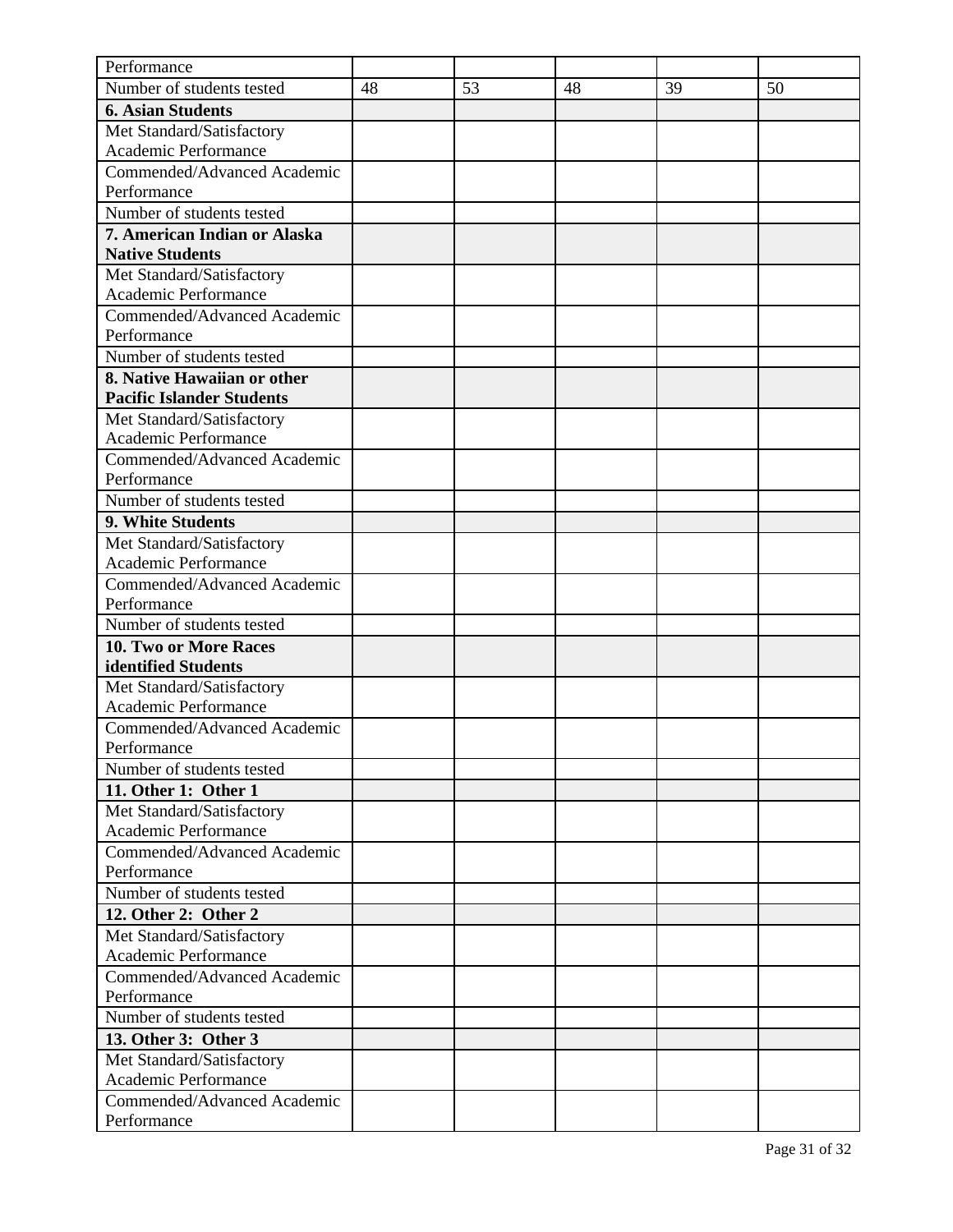| | | | | | |
|---|---|---|---|---|---|
| Performance | | | | | |
| Number of students tested | 48 | 53 | 48 | 39 | 50 |
| **6. Asian Students** | | | | | |
| Met Standard/Satisfactory Academic Performance | | | | | |
| Commended/Advanced Academic Performance | | | | | |
| Number of students tested | | | | | |
| **7. American Indian or Alaska Native Students** | | | | | |
| Met Standard/Satisfactory Academic Performance | | | | | |
| Commended/Advanced Academic Performance | | | | | |
| Number of students tested | | | | | |
| **8. Native Hawaiian or other Pacific Islander Students** | | | | | |
| Met Standard/Satisfactory Academic Performance | | | | | |
| Commended/Advanced Academic Performance | | | | | |
| Number of students tested | | | | | |
| **9. White Students** | | | | | |
| Met Standard/Satisfactory Academic Performance | | | | | |
| Commended/Advanced Academic Performance | | | | | |
| Number of students tested | | | | | |
| **10. Two or More Races identified Students** | | | | | |
| Met Standard/Satisfactory Academic Performance | | | | | |
| Commended/Advanced Academic Performance | | | | | |
| Number of students tested | | | | | |
| **11. Other 1: Other 1** | | | | | |
| Met Standard/Satisfactory Academic Performance | | | | | |
| Commended/Advanced Academic Performance | | | | | |
| Number of students tested | | | | | |
| **12. Other 2: Other 2** | | | | | |
| Met Standard/Satisfactory Academic Performance | | | | | |
| Commended/Advanced Academic Performance | | | | | |
| Number of students tested | | | | | |
| **13. Other 3: Other 3** | | | | | |
| Met Standard/Satisfactory Academic Performance | | | | | |
| Commended/Advanced Academic Performance | | | | | |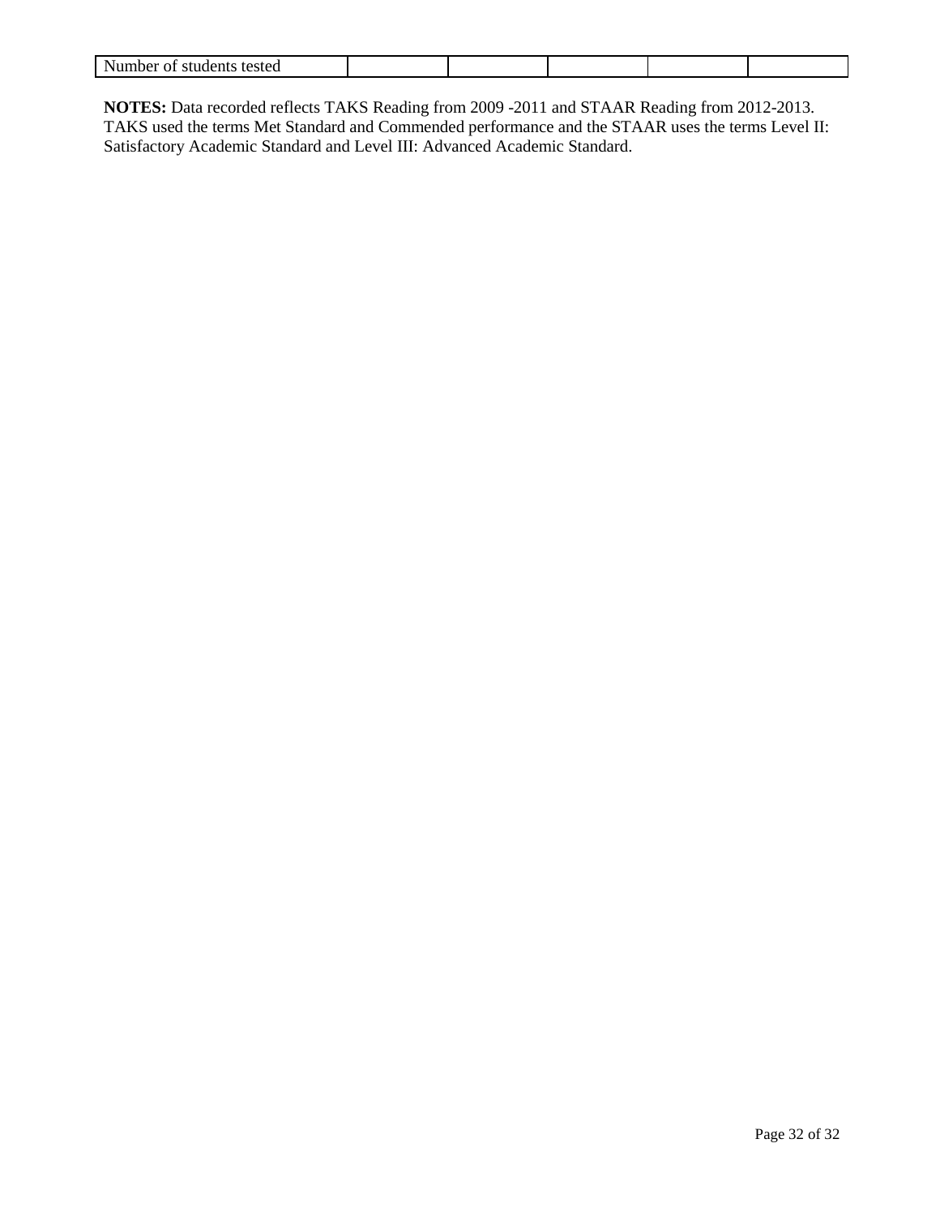| | | | | | |
|---|---|---|---|---|---|
| Number of students tested | | | | | |

**NOTES:** Data recorded reflects TAKS Reading from 2009 -2011 and STAAR Reading from 2012-2013. TAKS used the terms Met Standard and Commended performance and the STAAR uses the terms Level II: Satisfactory Academic Standard and Level III: Advanced Academic Standard.